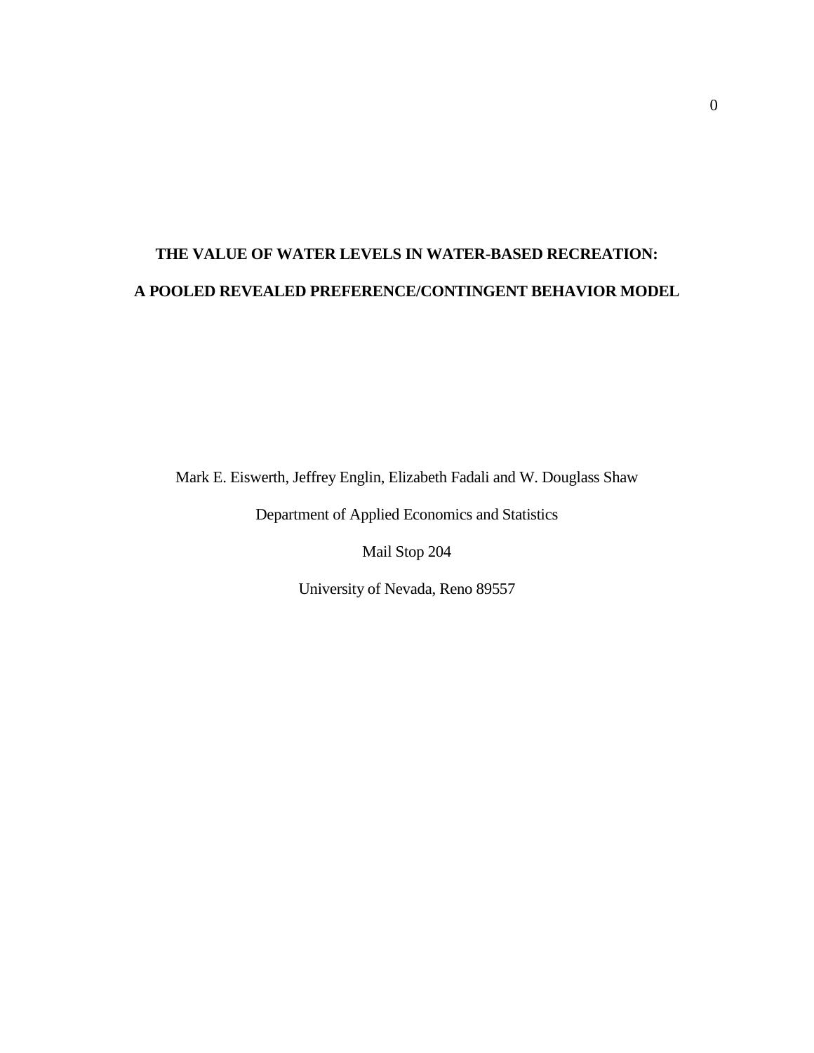# THE VALUE OF WATER LEVELS IN WATER-BASED RECREATION:

# A POOLED REVEALED PREFERENCE/CONTINGENT BEHAVIOR MODEL

Mark E. Eiswerth, Jeffrey Englin, Elizabeth Fadali and W. Douglass Shaw

Department of Applied Economics and Statistics

Mail Stop 204

University of Nevada, Reno 89557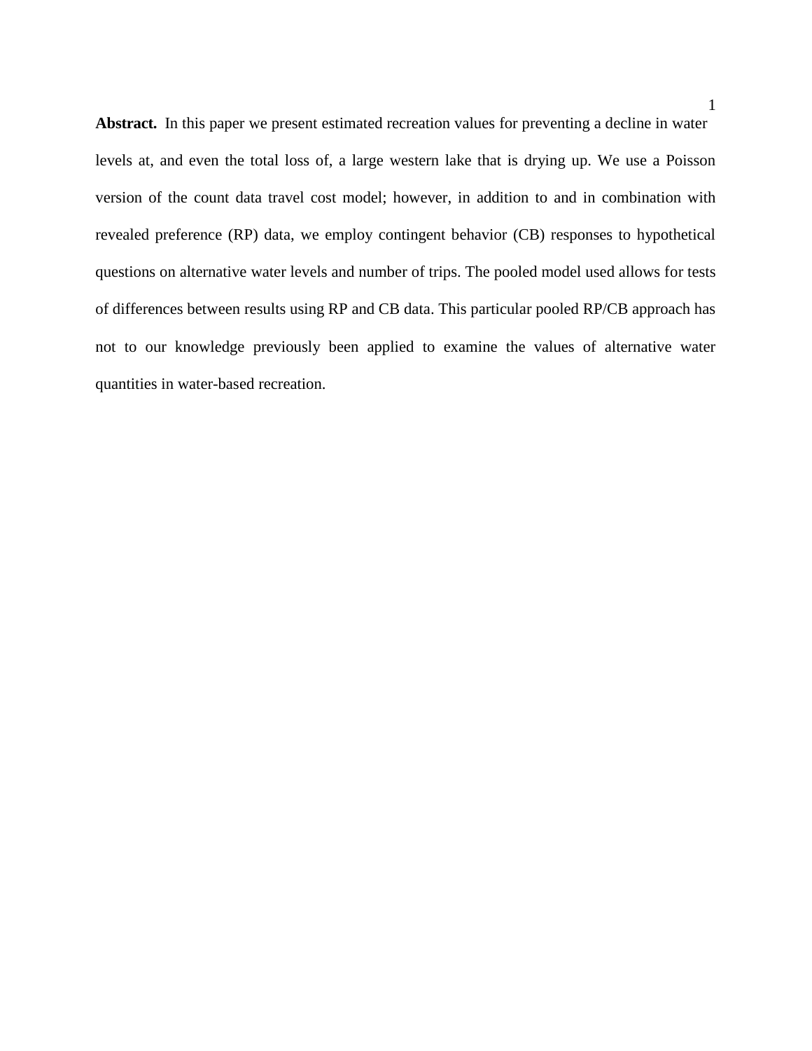**Abstract.** In this paper we present estimated recreation values for preventing a decline in water levels at, and even the total loss of, a large western lake that is drying up. We use a Poisson version of the count data travel cost model; however, in addition to and in combination with revealed preference (RP) data, we employ contingent behavior (CB) responses to hypothetical questions on alternative water levels and number of trips. The pooled model used allows for tests of differences between results using RP and CB data. This particular pooled RP/CB approach has not to our knowledge previously been applied to examine the values of alternative water quantities in water-based recreation.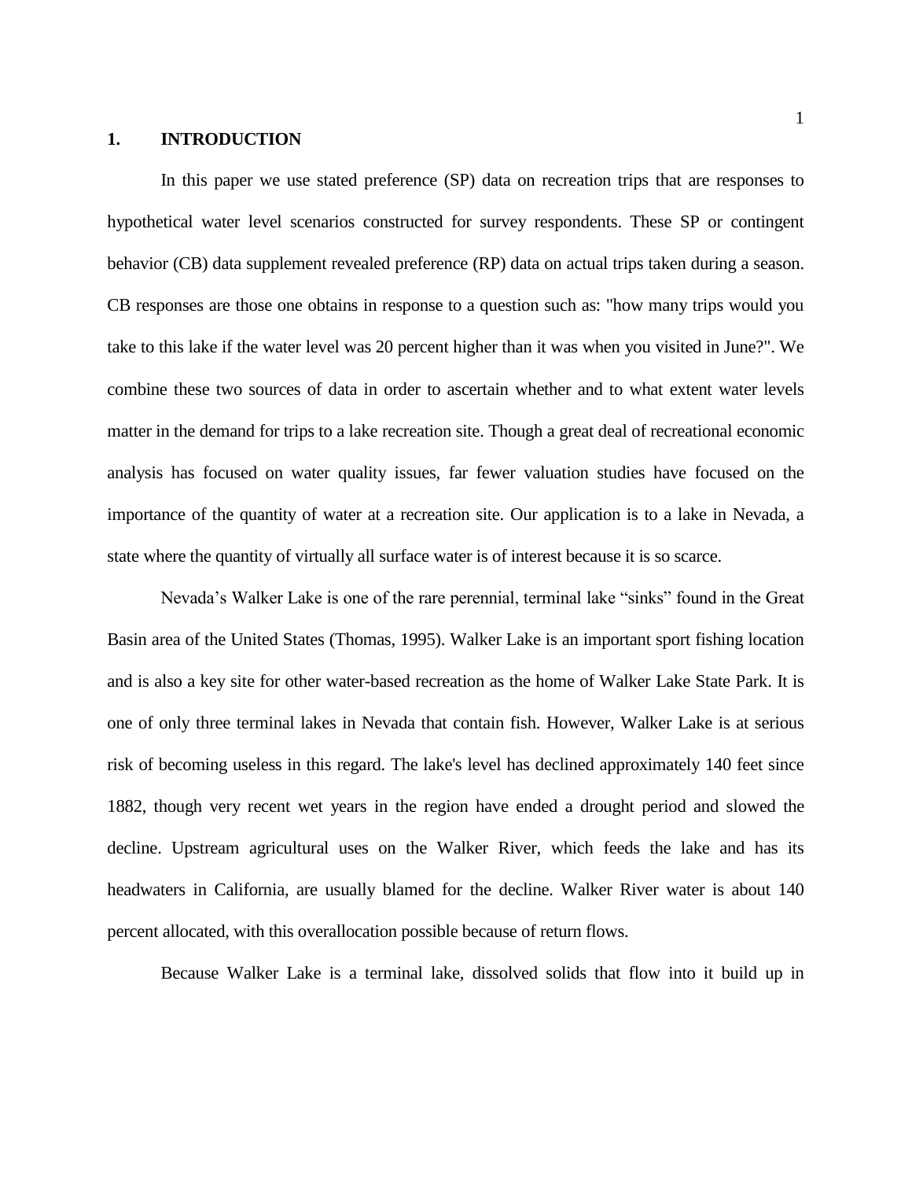# 1. INTRODUCTION

In this paper we use stated preference (SP) data on recreation trips that are responses to hypothetical water level scenarios constructed for survey respondents. These SP or contingent behavior (CB) data supplement revealed preference (RP) data on actual trips taken during a season. CB responses are those one obtains in response to a question such as: "how many trips would you take to this lake if the water level was 20 percent higher than it was when you visited in June?". We combine these two sources of data in order to ascertain whether and to what extent water levels matter in the demand for trips to a lake recreation site. Though a great deal of recreational economic analysis has focused on water quality issues, far fewer valuation studies have focused on the importance of the quantity of water at a recreation site. Our application is to a lake in Nevada, a state where the quantity of virtually all surface water is of interest because it is so scarce.

Nevada's Walker Lake is one of the rare perennial, terminal lake "sinks" found in the Great Basin area of the United States (Thomas, 1995). Walker Lake is an important sport fishing location and is also a key site for other water-based recreation as the home of Walker Lake State Park. It is one of only three terminal lakes in Nevada that contain fish. However, Walker Lake is at serious risk of becoming useless in this regard. The lake's level has declined approximately 140 feet since 1882, though very recent wet years in the region have ended a drought period and slowed the decline. Upstream agricultural uses on the Walker River, which feeds the lake and has its headwaters in California, are usually blamed for the decline. Walker River water is about 140 percent allocated, with this overallocation possible because of return flows.

Because Walker Lake is a terminal lake, dissolved solids that flow into it build up in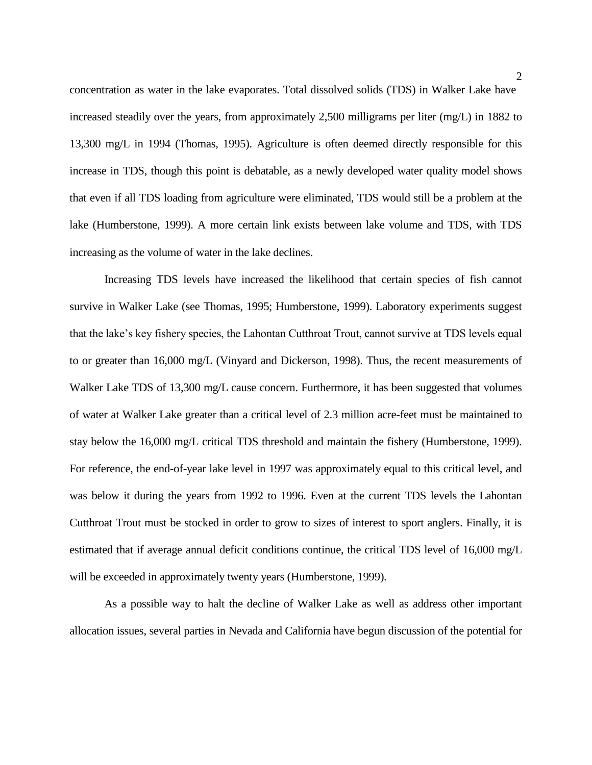concentration as water in the lake evaporates. Total dissolved solids (TDS) in Walker Lake have increased steadily over the years, from approximately 2,500 milligrams per liter (mg/L) in 1882 to 13,300 mg/L in 1994 (Thomas, 1995). Agriculture is often deemed directly responsible for this increase in TDS, though this point is debatable, as a newly developed water quality model shows that even if all TDS loading from agriculture were eliminated, TDS would still be a problem at the lake (Humberstone, 1999). A more certain link exists between lake volume and TDS, with TDS increasing as the volume of water in the lake declines.

Increasing TDS levels have increased the likelihood that certain species of fish cannot survive in Walker Lake (see Thomas, 1995; Humberstone, 1999). Laboratory experiments suggest that the lake's key fishery species, the Lahontan Cutthroat Trout, cannot survive at TDS levels equal to or greater than 16,000 mg/L (Vinyard and Dickerson, 1998). Thus, the recent measurements of Walker Lake TDS of 13,300 mg/L cause concern. Furthermore, it has been suggested that volumes of water at Walker Lake greater than a critical level of 2.3 million acre-feet must be maintained to stay below the 16,000 mg/L critical TDS threshold and maintain the fishery (Humberstone, 1999). For reference, the end-of-year lake level in 1997 was approximately equal to this critical level, and was below it during the years from 1992 to 1996. Even at the current TDS levels the Lahontan Cutthroat Trout must be stocked in order to grow to sizes of interest to sport anglers. Finally, it is estimated that if average annual deficit conditions continue, the critical TDS level of 16,000 mg/L will be exceeded in approximately twenty years (Humberstone, 1999).

As a possible way to halt the decline of Walker Lake as well as address other important allocation issues, several parties in Nevada and California have begun discussion of the potential for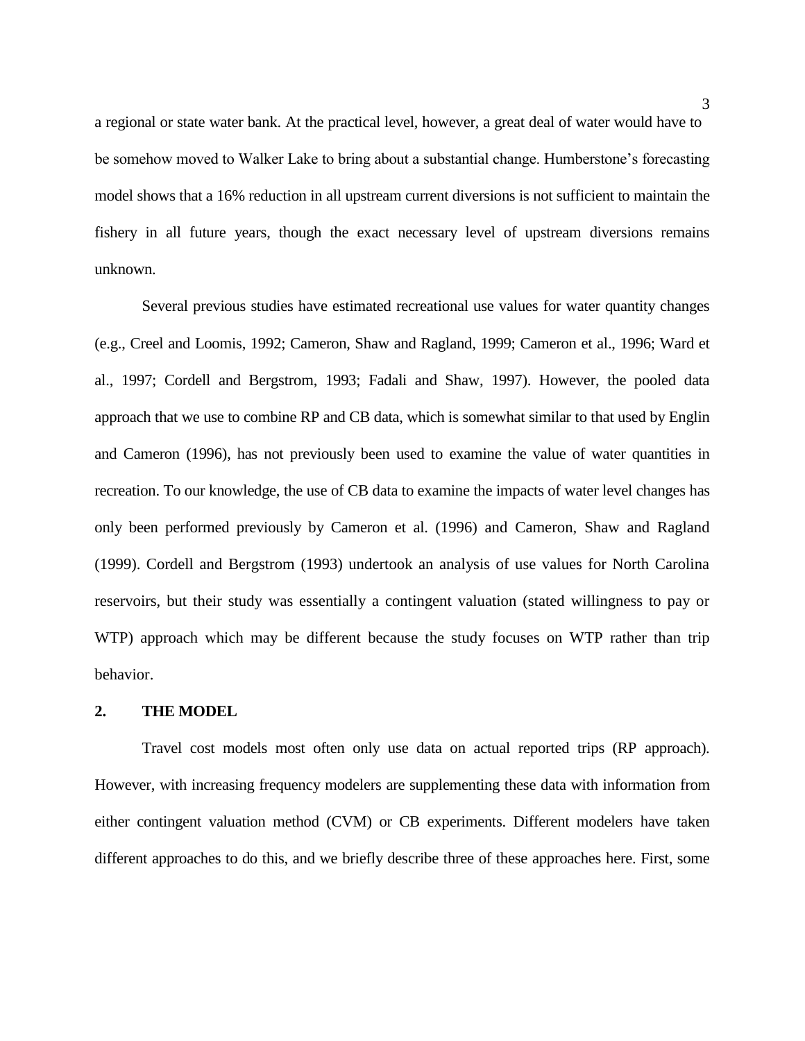a regional or state water bank. At the practical level, however, a great deal of water would have to be somehow moved to Walker Lake to bring about a substantial change. Humberstone's forecasting model shows that a 16% reduction in all upstream current diversions is not sufficient to maintain the fishery in all future years, though the exact necessary level of upstream diversions remains unknown.

Several previous studies have estimated recreational use values for water quantity changes (e.g., Creel and Loomis, 1992; Cameron, Shaw and Ragland, 1999; Cameron et al., 1996; Ward et al., 1997; Cordell and Bergstrom, 1993; Fadali and Shaw, 1997). However, the pooled data approach that we use to combine RP and CB data, which is somewhat similar to that used by Englin and Cameron (1996), has not previously been used to examine the value of water quantities in recreation. To our knowledge, the use of CB data to examine the impacts of water level changes has only been performed previously by Cameron et al. (1996) and Cameron, Shaw and Ragland (1999). Cordell and Bergstrom (1993) undertook an analysis of use values for North Carolina reservoirs, but their study was essentially a contingent valuation (stated willingness to pay or WTP) approach which may be different because the study focuses on WTP rather than trip behavior.

## 2. THE MODEL

Travel cost models most often only use data on actual reported trips (RP approach). However, with increasing frequency modelers are supplementing these data with information from either contingent valuation method (CVM) or CB experiments. Different modelers have taken different approaches to do this, and we briefly describe three of these approaches here. First, some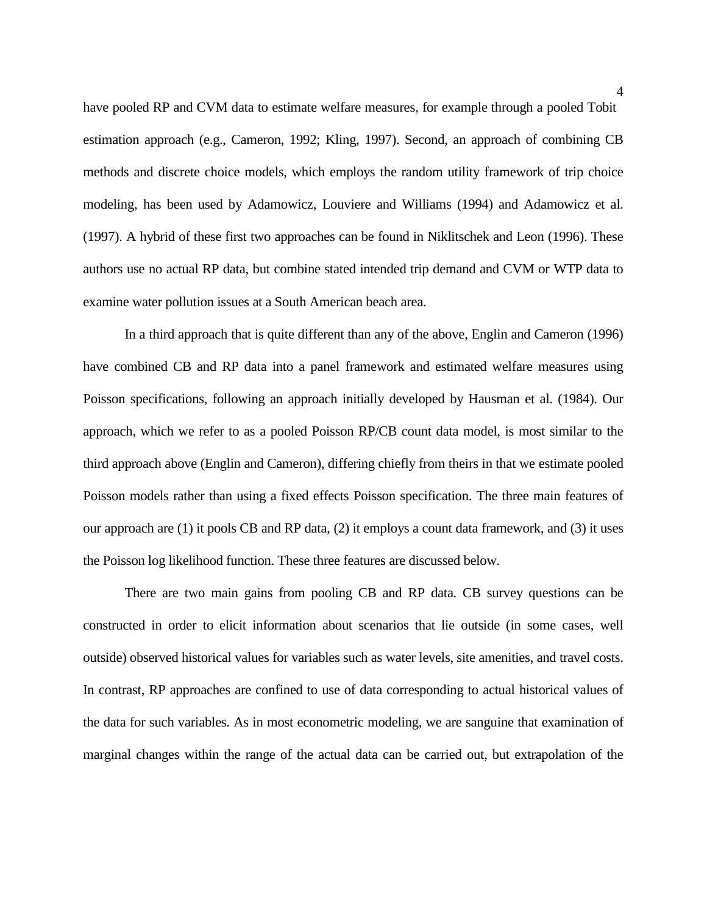have pooled RP and CVM data to estimate welfare measures, for example through a pooled Tobit estimation approach (e.g., Cameron, 1992; Kling, 1997). Second, an approach of combining CB methods and discrete choice models, which employs the random utility framework of trip choice modeling, has been used by Adamowicz, Louviere and Williams (1994) and Adamowicz et al. (1997). A hybrid of these first two approaches can be found in Niklitschek and Leon (1996). These authors use no actual RP data, but combine stated intended trip demand and CVM or WTP data to examine water pollution issues at a South American beach area.

In a third approach that is quite different than any of the above, Englin and Cameron (1996) have combined CB and RP data into a panel framework and estimated welfare measures using Poisson specifications, following an approach initially developed by Hausman et al. (1984). Our approach, which we refer to as a pooled Poisson RP/CB count data model, is most similar to the third approach above (Englin and Cameron), differing chiefly from theirs in that we estimate pooled Poisson models rather than using a fixed effects Poisson specification. The three main features of our approach are (1) it pools CB and RP data, (2) it employs a count data framework, and (3) it uses the Poisson log likelihood function. These three features are discussed below.

There are two main gains from pooling CB and RP data. CB survey questions can be constructed in order to elicit information about scenarios that lie outside (in some cases, well outside) observed historical values for variables such as water levels, site amenities, and travel costs. In contrast, RP approaches are confined to use of data corresponding to actual historical values of the data for such variables. As in most econometric modeling, we are sanguine that examination of marginal changes within the range of the actual data can be carried out, but extrapolation of the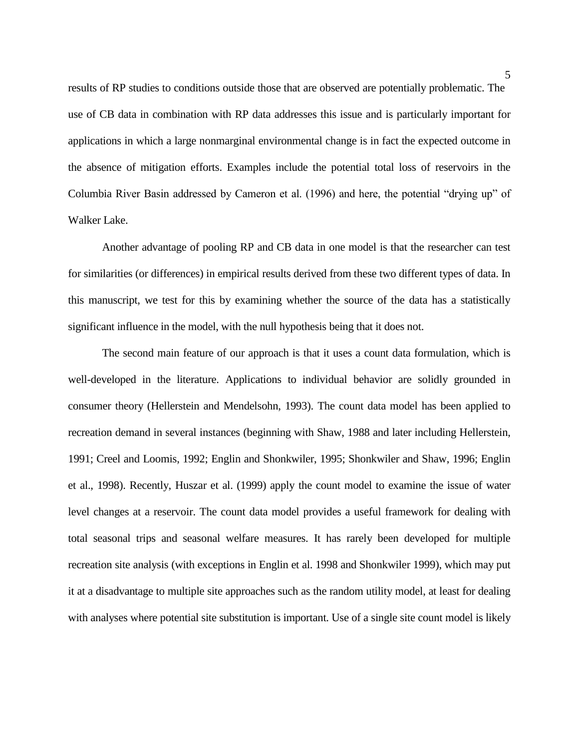results of RP studies to conditions outside those that are observed are potentially problematic. The use of CB data in combination with RP data addresses this issue and is particularly important for applications in which a large nonmarginal environmental change is in fact the expected outcome in the absence of mitigation efforts. Examples include the potential total loss of reservoirs in the Columbia River Basin addressed by Cameron et al. (1996) and here, the potential "drying up" of Walker Lake.

Another advantage of pooling RP and CB data in one model is that the researcher can test for similarities (or differences) in empirical results derived from these two different types of data. In this manuscript, we test for this by examining whether the source of the data has a statistically significant influence in the model, with the null hypothesis being that it does not.

The second main feature of our approach is that it uses a count data formulation, which is well-developed in the literature. Applications to individual behavior are solidly grounded in consumer theory (Hellerstein and Mendelsohn, 1993). The count data model has been applied to recreation demand in several instances (beginning with Shaw, 1988 and later including Hellerstein, 1991; Creel and Loomis, 1992; Englin and Shonkwiler, 1995; Shonkwiler and Shaw, 1996; Englin et al., 1998). Recently, Huszar et al. (1999) apply the count model to examine the issue of water level changes at a reservoir. The count data model provides a useful framework for dealing with total seasonal trips and seasonal welfare measures. It has rarely been developed for multiple recreation site analysis (with exceptions in Englin et al. 1998 and Shonkwiler 1999), which may put it at a disadvantage to multiple site approaches such as the random utility model, at least for dealing with analyses where potential site substitution is important. Use of a single site count model is likely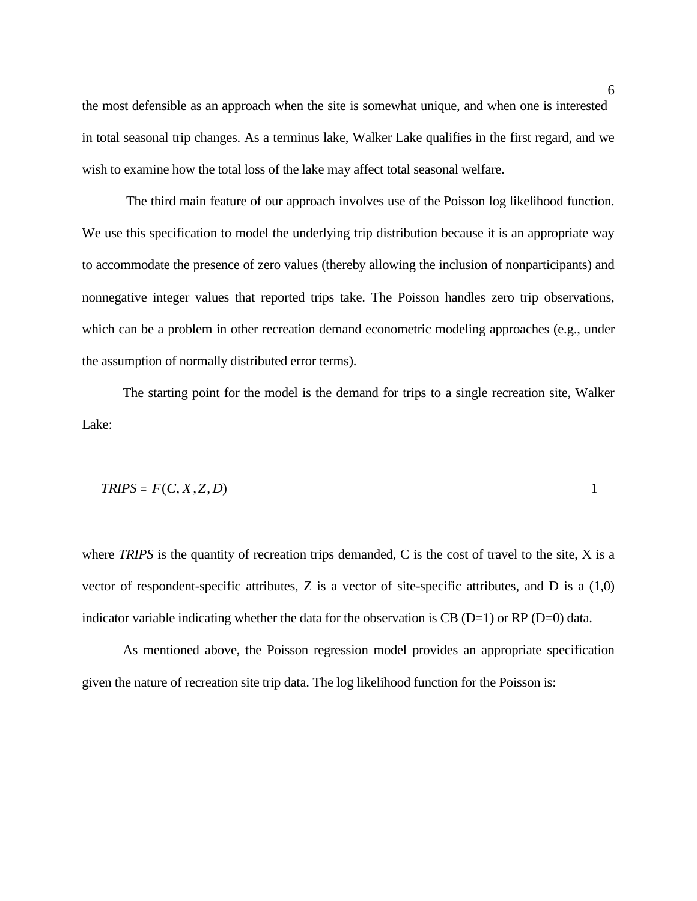the most defensible as an approach when the site is somewhat unique, and when one is interested in total seasonal trip changes. As a terminus lake, Walker Lake qualifies in the first regard, and we wish to examine how the total loss of the lake may affect total seasonal welfare.

The third main feature of our approach involves use of the Poisson log likelihood function. We use this specification to model the underlying trip distribution because it is an appropriate way to accommodate the presence of zero values (thereby allowing the inclusion of nonparticipants) and nonnegative integer values that reported trips take. The Poisson handles zero trip observations, which can be a problem in other recreation demand econometric modeling approaches (e.g., under the assumption of normally distributed error terms).

The starting point for the model is the demand for trips to a single recreation site, Walker Lake:

$$TRIPS = F(C, X, Z, D) \qquad 1$$

where *TRIPS* is the quantity of recreation trips demanded, C is the cost of travel to the site, X is a vector of respondent-specific attributes, Z is a vector of site-specific attributes, and D is a (1,0) indicator variable indicating whether the data for the observation is CB (D=1) or RP (D=0) data.

As mentioned above, the Poisson regression model provides an appropriate specification given the nature of recreation site trip data. The log likelihood function for the Poisson is: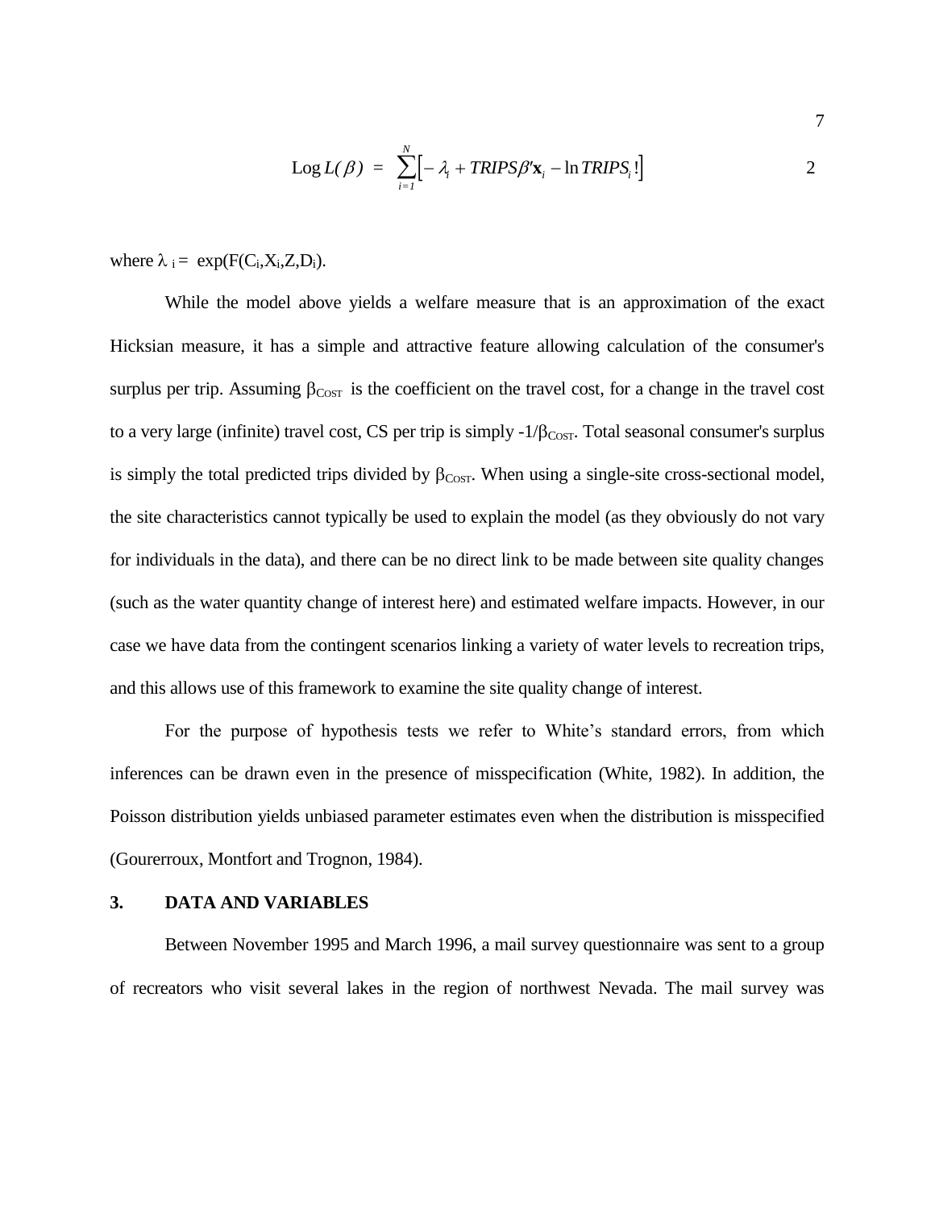$$\text{Log}\, L(\beta) \;=\; \sum_{i=1}^{N}\left[-\lambda_i + TRIPS\beta'\mathbf{x}_i - \ln TRIPS_i!\right] \qquad 2$$

where $\lambda_i = \exp(F(C_i, X_i, Z, D_i))$.

While the model above yields a welfare measure that is an approximation of the exact Hicksian measure, it has a simple and attractive feature allowing calculation of the consumer's surplus per trip. Assuming $\beta_{COST}$ is the coefficient on the travel cost, for a change in the travel cost to a very large (infinite) travel cost, CS per trip is simply $-1/\beta_{COST}$. Total seasonal consumer's surplus is simply the total predicted trips divided by $\beta_{COST}$. When using a single-site cross-sectional model, the site characteristics cannot typically be used to explain the model (as they obviously do not vary for individuals in the data), and there can be no direct link to be made between site quality changes (such as the water quantity change of interest here) and estimated welfare impacts. However, in our case we have data from the contingent scenarios linking a variety of water levels to recreation trips, and this allows use of this framework to examine the site quality change of interest.

For the purpose of hypothesis tests we refer to White's standard errors, from which inferences can be drawn even in the presence of misspecification (White, 1982). In addition, the Poisson distribution yields unbiased parameter estimates even when the distribution is misspecified (Gourerroux, Montfort and Trognon, 1984).

## 3. DATA AND VARIABLES

Between November 1995 and March 1996, a mail survey questionnaire was sent to a group of recreators who visit several lakes in the region of northwest Nevada. The mail survey was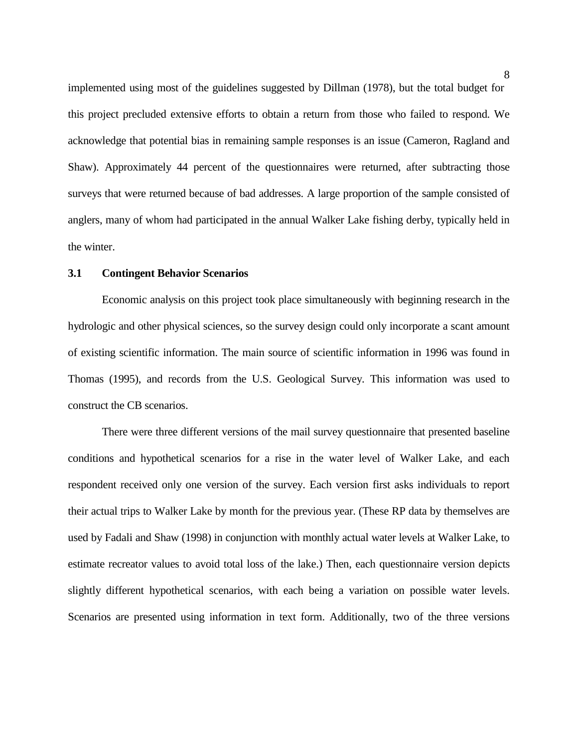implemented using most of the guidelines suggested by Dillman (1978), but the total budget for this project precluded extensive efforts to obtain a return from those who failed to respond. We acknowledge that potential bias in remaining sample responses is an issue (Cameron, Ragland and Shaw). Approximately 44 percent of the questionnaires were returned, after subtracting those surveys that were returned because of bad addresses. A large proportion of the sample consisted of anglers, many of whom had participated in the annual Walker Lake fishing derby, typically held in the winter.

### 3.1 Contingent Behavior Scenarios

Economic analysis on this project took place simultaneously with beginning research in the hydrologic and other physical sciences, so the survey design could only incorporate a scant amount of existing scientific information. The main source of scientific information in 1996 was found in Thomas (1995), and records from the U.S. Geological Survey. This information was used to construct the CB scenarios.

There were three different versions of the mail survey questionnaire that presented baseline conditions and hypothetical scenarios for a rise in the water level of Walker Lake, and each respondent received only one version of the survey. Each version first asks individuals to report their actual trips to Walker Lake by month for the previous year. (These RP data by themselves are used by Fadali and Shaw (1998) in conjunction with monthly actual water levels at Walker Lake, to estimate recreator values to avoid total loss of the lake.) Then, each questionnaire version depicts slightly different hypothetical scenarios, with each being a variation on possible water levels. Scenarios are presented using information in text form. Additionally, two of the three versions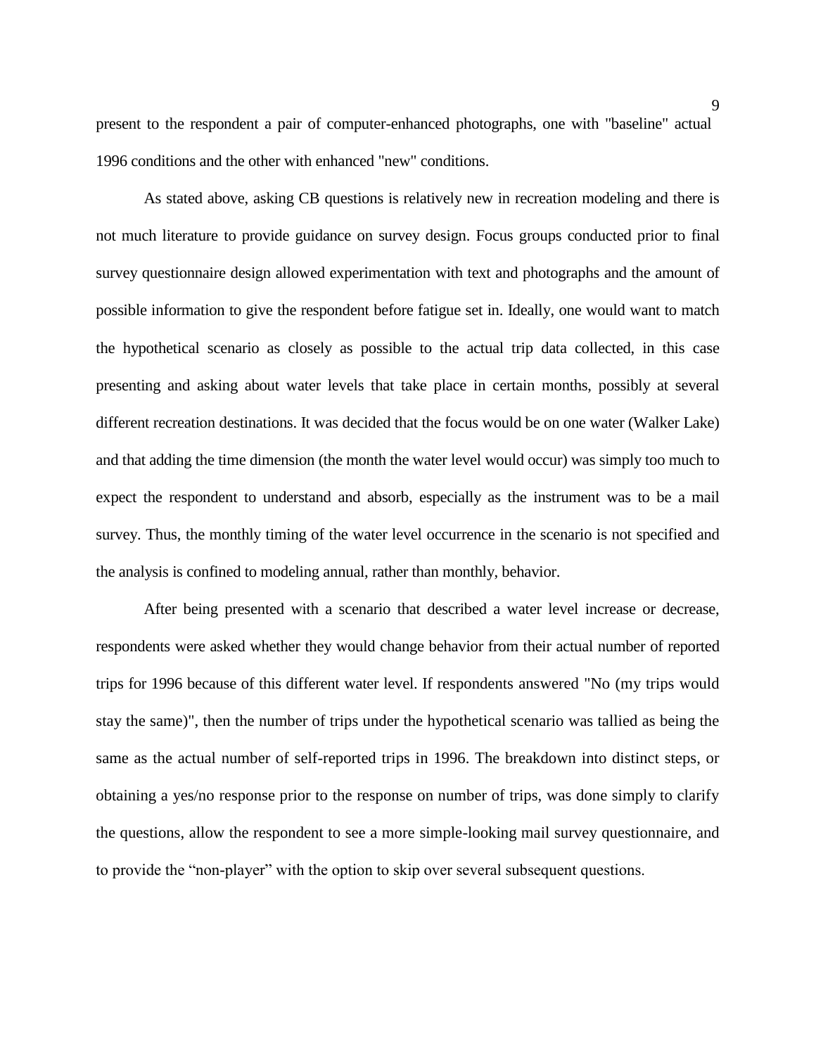present to the respondent a pair of computer-enhanced photographs, one with "baseline" actual 1996 conditions and the other with enhanced "new" conditions.

As stated above, asking CB questions is relatively new in recreation modeling and there is not much literature to provide guidance on survey design. Focus groups conducted prior to final survey questionnaire design allowed experimentation with text and photographs and the amount of possible information to give the respondent before fatigue set in. Ideally, one would want to match the hypothetical scenario as closely as possible to the actual trip data collected, in this case presenting and asking about water levels that take place in certain months, possibly at several different recreation destinations. It was decided that the focus would be on one water (Walker Lake) and that adding the time dimension (the month the water level would occur) was simply too much to expect the respondent to understand and absorb, especially as the instrument was to be a mail survey. Thus, the monthly timing of the water level occurrence in the scenario is not specified and the analysis is confined to modeling annual, rather than monthly, behavior.

After being presented with a scenario that described a water level increase or decrease, respondents were asked whether they would change behavior from their actual number of reported trips for 1996 because of this different water level. If respondents answered "No (my trips would stay the same)", then the number of trips under the hypothetical scenario was tallied as being the same as the actual number of self-reported trips in 1996. The breakdown into distinct steps, or obtaining a yes/no response prior to the response on number of trips, was done simply to clarify the questions, allow the respondent to see a more simple-looking mail survey questionnaire, and to provide the "non-player" with the option to skip over several subsequent questions.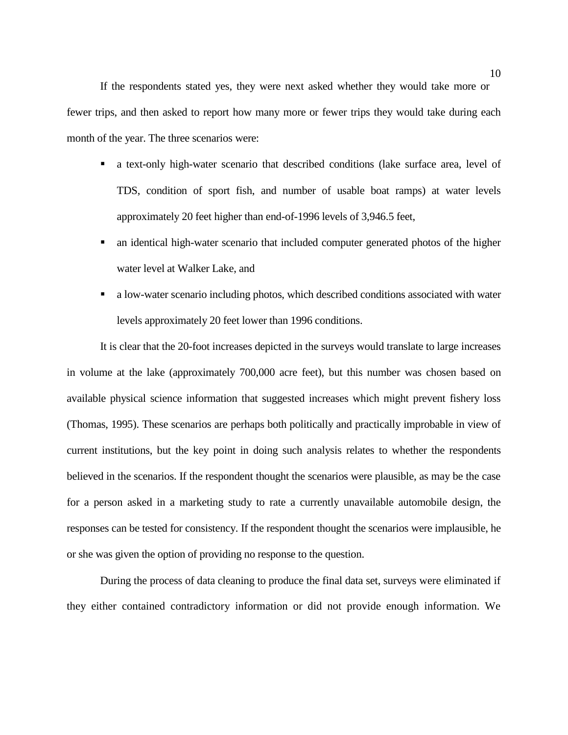If the respondents stated yes, they were next asked whether they would take more or fewer trips, and then asked to report how many more or fewer trips they would take during each month of the year. The three scenarios were:

- a text-only high-water scenario that described conditions (lake surface area, level of TDS, condition of sport fish, and number of usable boat ramps) at water levels approximately 20 feet higher than end-of-1996 levels of 3,946.5 feet,
- an identical high-water scenario that included computer generated photos of the higher water level at Walker Lake, and
- a low-water scenario including photos, which described conditions associated with water levels approximately 20 feet lower than 1996 conditions.

It is clear that the 20-foot increases depicted in the surveys would translate to large increases in volume at the lake (approximately 700,000 acre feet), but this number was chosen based on available physical science information that suggested increases which might prevent fishery loss (Thomas, 1995). These scenarios are perhaps both politically and practically improbable in view of current institutions, but the key point in doing such analysis relates to whether the respondents believed in the scenarios. If the respondent thought the scenarios were plausible, as may be the case for a person asked in a marketing study to rate a currently unavailable automobile design, the responses can be tested for consistency. If the respondent thought the scenarios were implausible, he or she was given the option of providing no response to the question.

During the process of data cleaning to produce the final data set, surveys were eliminated if they either contained contradictory information or did not provide enough information. We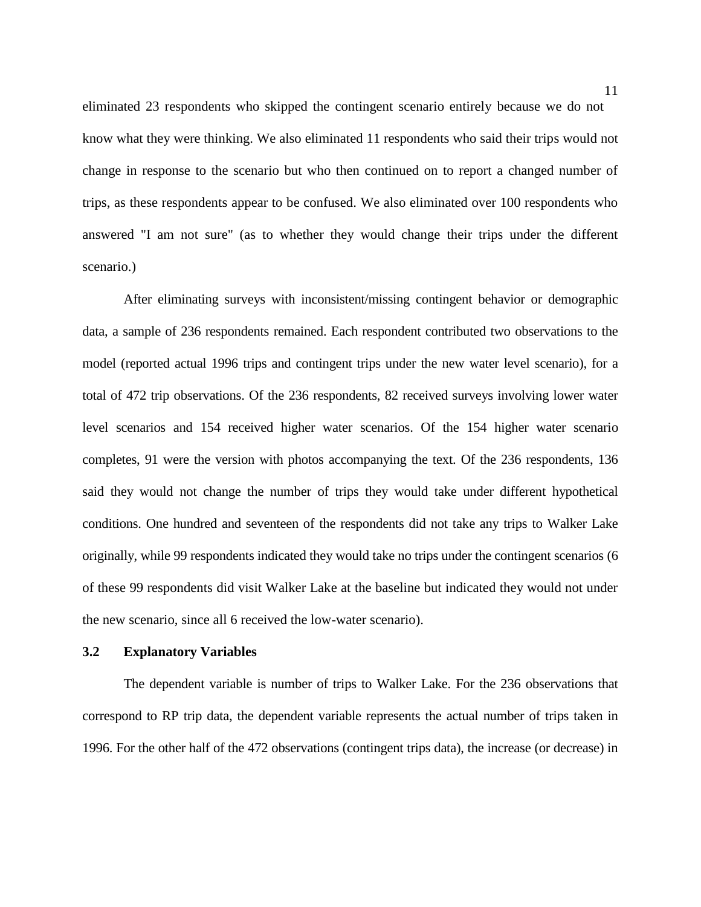eliminated 23 respondents who skipped the contingent scenario entirely because we do not know what they were thinking. We also eliminated 11 respondents who said their trips would not change in response to the scenario but who then continued on to report a changed number of trips, as these respondents appear to be confused. We also eliminated over 100 respondents who answered "I am not sure" (as to whether they would change their trips under the different scenario.)

After eliminating surveys with inconsistent/missing contingent behavior or demographic data, a sample of 236 respondents remained. Each respondent contributed two observations to the model (reported actual 1996 trips and contingent trips under the new water level scenario), for a total of 472 trip observations. Of the 236 respondents, 82 received surveys involving lower water level scenarios and 154 received higher water scenarios. Of the 154 higher water scenario completes, 91 were the version with photos accompanying the text. Of the 236 respondents, 136 said they would not change the number of trips they would take under different hypothetical conditions. One hundred and seventeen of the respondents did not take any trips to Walker Lake originally, while 99 respondents indicated they would take no trips under the contingent scenarios (6 of these 99 respondents did visit Walker Lake at the baseline but indicated they would not under the new scenario, since all 6 received the low-water scenario).

### 3.2 Explanatory Variables

The dependent variable is number of trips to Walker Lake. For the 236 observations that correspond to RP trip data, the dependent variable represents the actual number of trips taken in 1996. For the other half of the 472 observations (contingent trips data), the increase (or decrease) in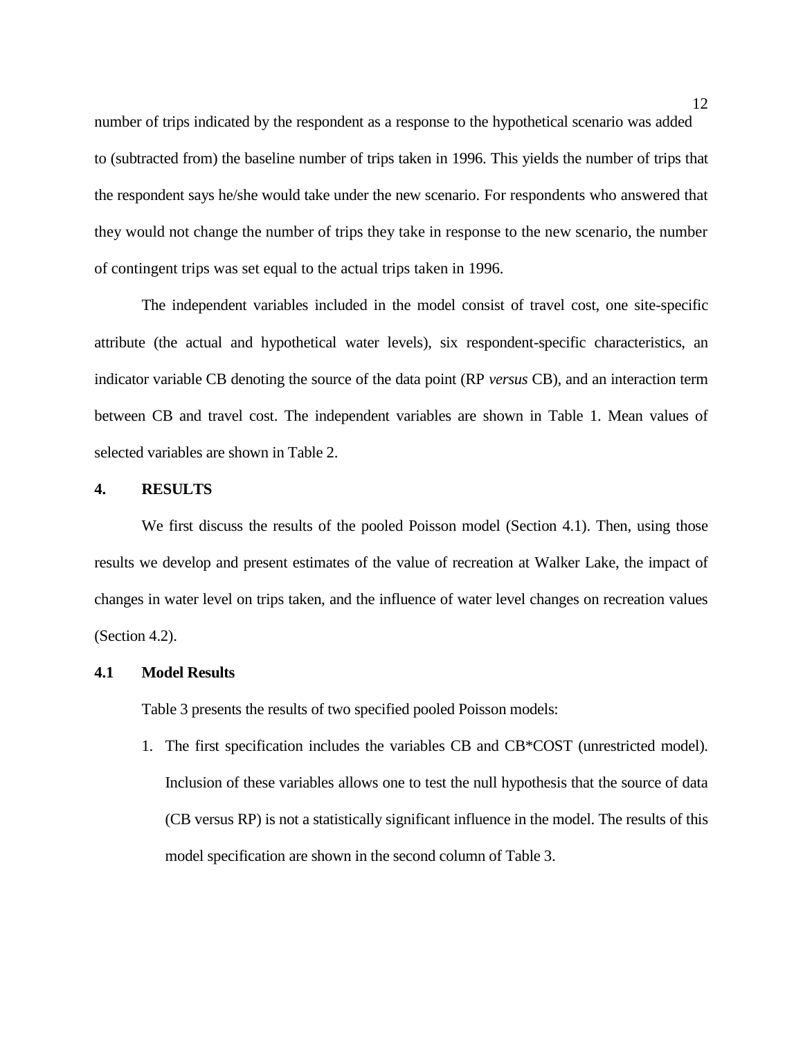number of trips indicated by the respondent as a response to the hypothetical scenario was added to (subtracted from) the baseline number of trips taken in 1996. This yields the number of trips that the respondent says he/she would take under the new scenario. For respondents who answered that they would not change the number of trips they take in response to the new scenario, the number of contingent trips was set equal to the actual trips taken in 1996.

The independent variables included in the model consist of travel cost, one site-specific attribute (the actual and hypothetical water levels), six respondent-specific characteristics, an indicator variable CB denoting the source of the data point (RP *versus* CB), and an interaction term between CB and travel cost. The independent variables are shown in Table 1. Mean values of selected variables are shown in Table 2.

## 4. RESULTS

We first discuss the results of the pooled Poisson model (Section 4.1). Then, using those results we develop and present estimates of the value of recreation at Walker Lake, the impact of changes in water level on trips taken, and the influence of water level changes on recreation values (Section 4.2).

### 4.1 Model Results

Table 3 presents the results of two specified pooled Poisson models:

1. The first specification includes the variables CB and CB*COST (unrestricted model). Inclusion of these variables allows one to test the null hypothesis that the source of data (CB versus RP) is not a statistically significant influence in the model. The results of this model specification are shown in the second column of Table 3.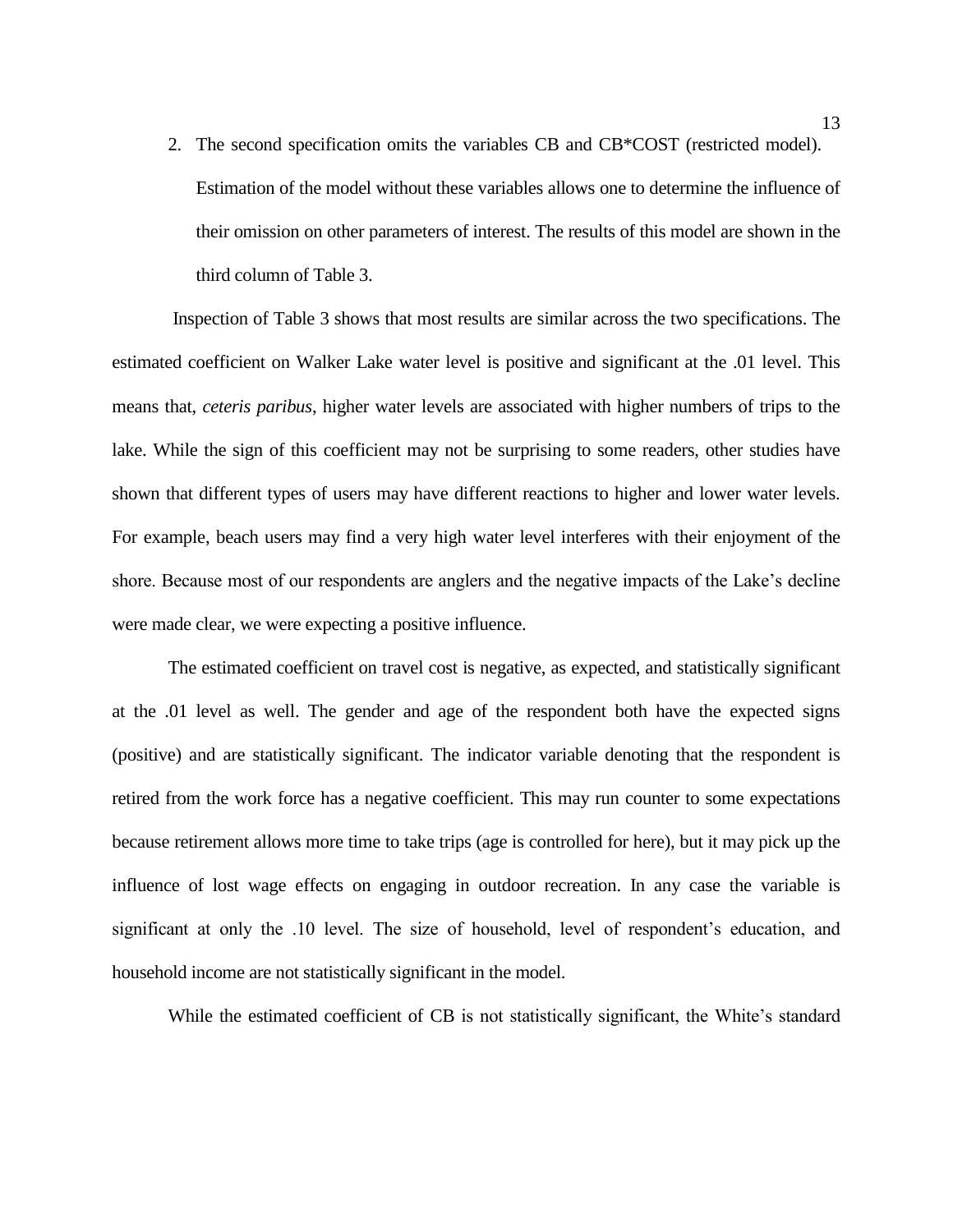2. The second specification omits the variables CB and CB*COST (restricted model). Estimation of the model without these variables allows one to determine the influence of their omission on other parameters of interest. The results of this model are shown in the third column of Table 3.

Inspection of Table 3 shows that most results are similar across the two specifications. The estimated coefficient on Walker Lake water level is positive and significant at the .01 level. This means that, *ceteris paribus*, higher water levels are associated with higher numbers of trips to the lake. While the sign of this coefficient may not be surprising to some readers, other studies have shown that different types of users may have different reactions to higher and lower water levels. For example, beach users may find a very high water level interferes with their enjoyment of the shore. Because most of our respondents are anglers and the negative impacts of the Lake's decline were made clear, we were expecting a positive influence.

The estimated coefficient on travel cost is negative, as expected, and statistically significant at the .01 level as well. The gender and age of the respondent both have the expected signs (positive) and are statistically significant. The indicator variable denoting that the respondent is retired from the work force has a negative coefficient. This may run counter to some expectations because retirement allows more time to take trips (age is controlled for here), but it may pick up the influence of lost wage effects on engaging in outdoor recreation. In any case the variable is significant at only the .10 level. The size of household, level of respondent's education, and household income are not statistically significant in the model.

While the estimated coefficient of CB is not statistically significant, the White's standard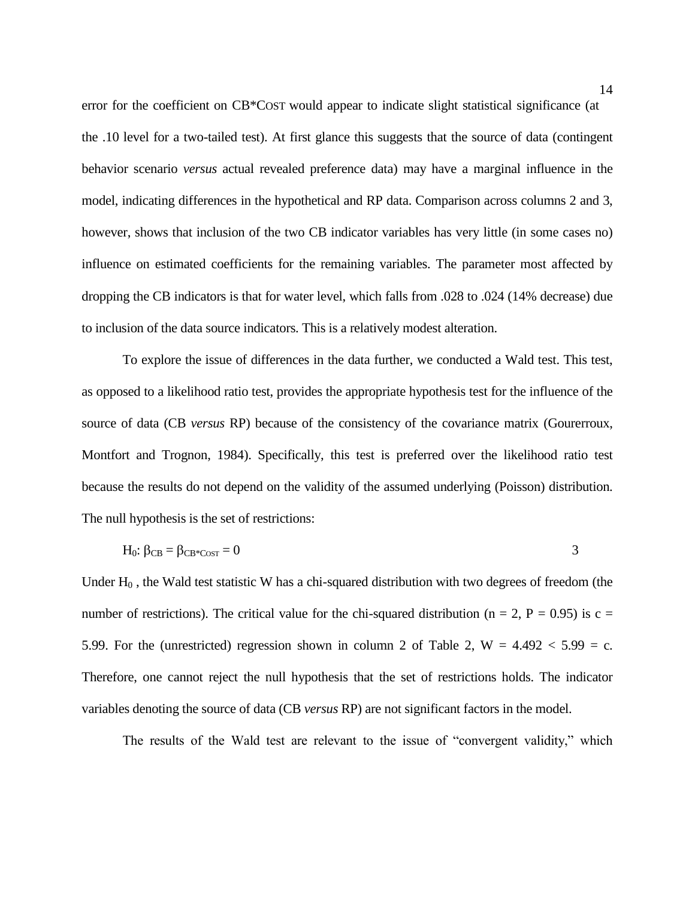error for the coefficient on CB*COST would appear to indicate slight statistical significance (at the .10 level for a two-tailed test). At first glance this suggests that the source of data (contingent behavior scenario *versus* actual revealed preference data) may have a marginal influence in the model, indicating differences in the hypothetical and RP data. Comparison across columns 2 and 3, however, shows that inclusion of the two CB indicator variables has very little (in some cases no) influence on estimated coefficients for the remaining variables. The parameter most affected by dropping the CB indicators is that for water level, which falls from .028 to .024 (14% decrease) due to inclusion of the data source indicators. This is a relatively modest alteration.

To explore the issue of differences in the data further, we conducted a Wald test. This test, as opposed to a likelihood ratio test, provides the appropriate hypothesis test for the influence of the source of data (CB *versus* RP) because of the consistency of the covariance matrix (Gourerroux, Montfort and Trognon, 1984). Specifically, this test is preferred over the likelihood ratio test because the results do not depend on the validity of the assumed underlying (Poisson) distribution. The null hypothesis is the set of restrictions:

$$H_0\text{: } \beta_{CB} = \beta_{CB*COST} = 0 \tag{3}$$

Under $H_0$ , the Wald test statistic W has a chi-squared distribution with two degrees of freedom (the number of restrictions). The critical value for the chi-squared distribution ($n = 2$, $P = 0.95$) is $c = 5.99$. For the (unrestricted) regression shown in column 2 of Table 2, $W = 4.492 < 5.99 = c$. Therefore, one cannot reject the null hypothesis that the set of restrictions holds. The indicator variables denoting the source of data (CB *versus* RP) are not significant factors in the model.

The results of the Wald test are relevant to the issue of "convergent validity," which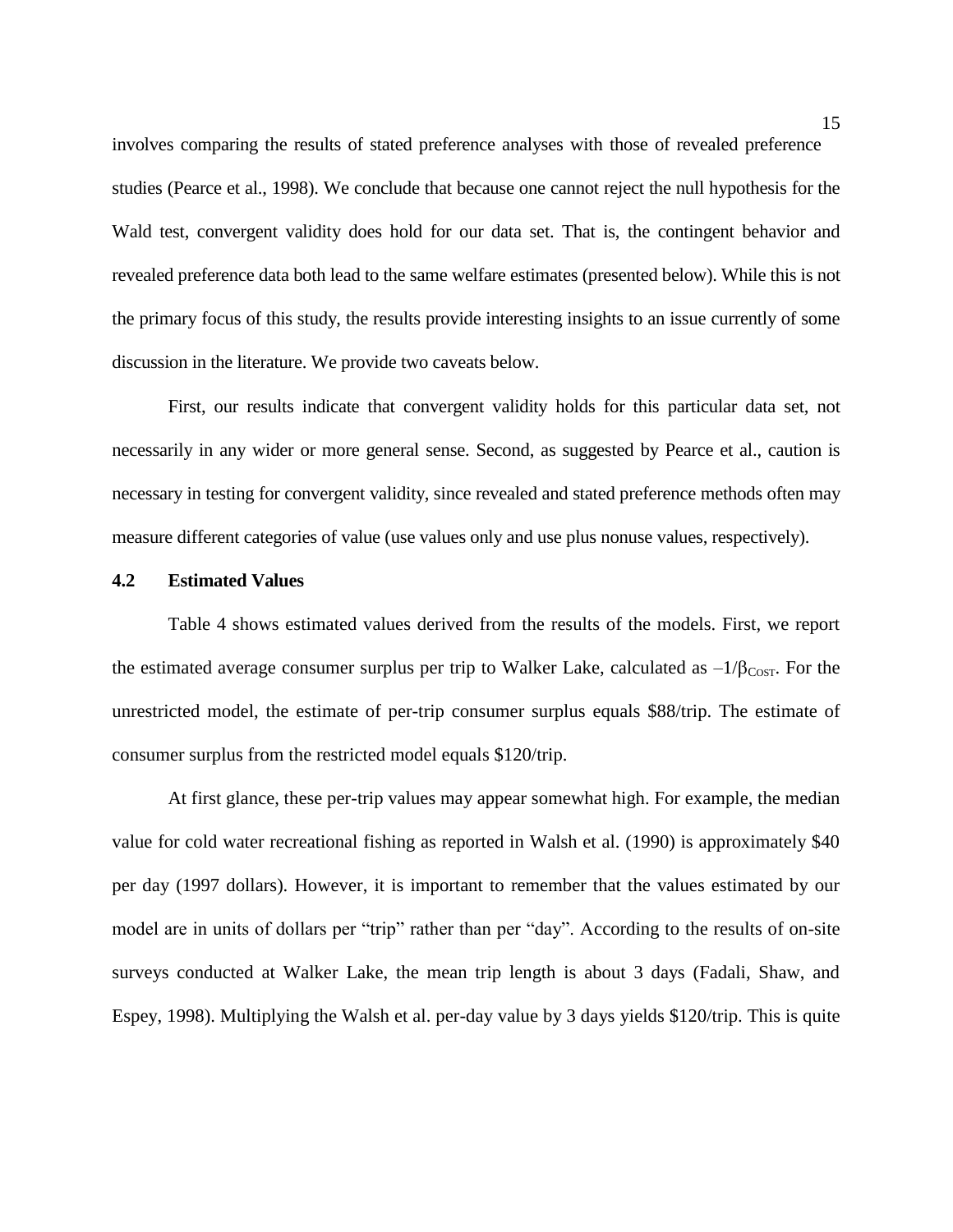involves comparing the results of stated preference analyses with those of revealed preference studies (Pearce et al., 1998). We conclude that because one cannot reject the null hypothesis for the Wald test, convergent validity does hold for our data set. That is, the contingent behavior and revealed preference data both lead to the same welfare estimates (presented below). While this is not the primary focus of this study, the results provide interesting insights to an issue currently of some discussion in the literature. We provide two caveats below.

First, our results indicate that convergent validity holds for this particular data set, not necessarily in any wider or more general sense. Second, as suggested by Pearce et al., caution is necessary in testing for convergent validity, since revealed and stated preference methods often may measure different categories of value (use values only and use plus nonuse values, respectively).

### 4.2 Estimated Values

Table 4 shows estimated values derived from the results of the models. First, we report the estimated average consumer surplus per trip to Walker Lake, calculated as $-1/\beta_{COST}$. For the unrestricted model, the estimate of per-trip consumer surplus equals \$88/trip. The estimate of consumer surplus from the restricted model equals \$120/trip.

At first glance, these per-trip values may appear somewhat high. For example, the median value for cold water recreational fishing as reported in Walsh et al. (1990) is approximately \$40 per day (1997 dollars). However, it is important to remember that the values estimated by our model are in units of dollars per "trip" rather than per "day". According to the results of on-site surveys conducted at Walker Lake, the mean trip length is about 3 days (Fadali, Shaw, and Espey, 1998). Multiplying the Walsh et al. per-day value by 3 days yields \$120/trip. This is quite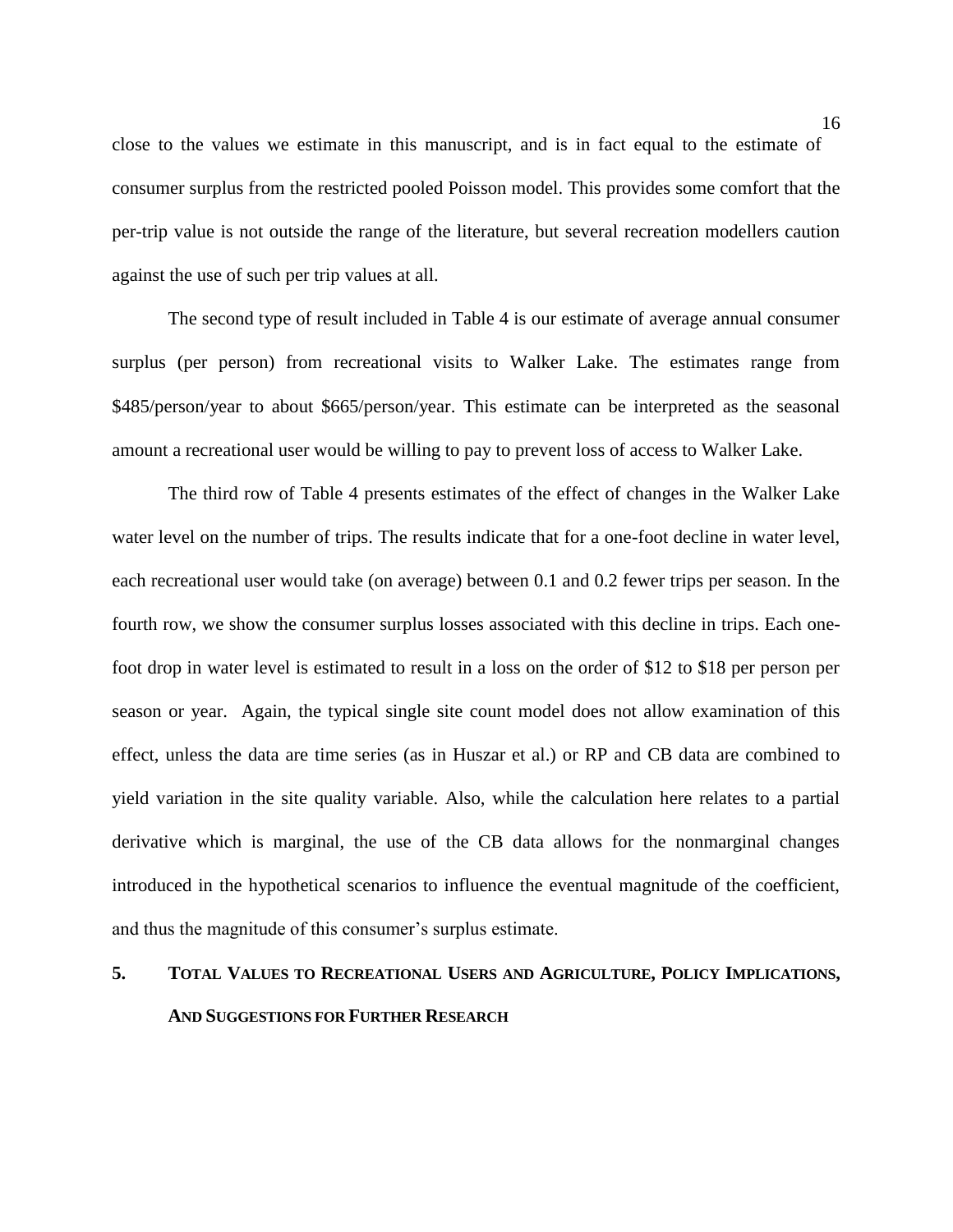close to the values we estimate in this manuscript, and is in fact equal to the estimate of consumer surplus from the restricted pooled Poisson model. This provides some comfort that the per-trip value is not outside the range of the literature, but several recreation modellers caution against the use of such per trip values at all.

The second type of result included in Table 4 is our estimate of average annual consumer surplus (per person) from recreational visits to Walker Lake. The estimates range from $485/person/year to about $665/person/year. This estimate can be interpreted as the seasonal amount a recreational user would be willing to pay to prevent loss of access to Walker Lake.

The third row of Table 4 presents estimates of the effect of changes in the Walker Lake water level on the number of trips. The results indicate that for a one-foot decline in water level, each recreational user would take (on average) between 0.1 and 0.2 fewer trips per season. In the fourth row, we show the consumer surplus losses associated with this decline in trips. Each one-foot drop in water level is estimated to result in a loss on the order of $12 to $18 per person per season or year. Again, the typical single site count model does not allow examination of this effect, unless the data are time series (as in Huszar et al.) or RP and CB data are combined to yield variation in the site quality variable. Also, while the calculation here relates to a partial derivative which is marginal, the use of the CB data allows for the nonmarginal changes introduced in the hypothetical scenarios to influence the eventual magnitude of the coefficient, and thus the magnitude of this consumer's surplus estimate.

## 5. TOTAL VALUES TO RECREATIONAL USERS AND AGRICULTURE, POLICY IMPLICATIONS, AND SUGGESTIONS FOR FURTHER RESEARCH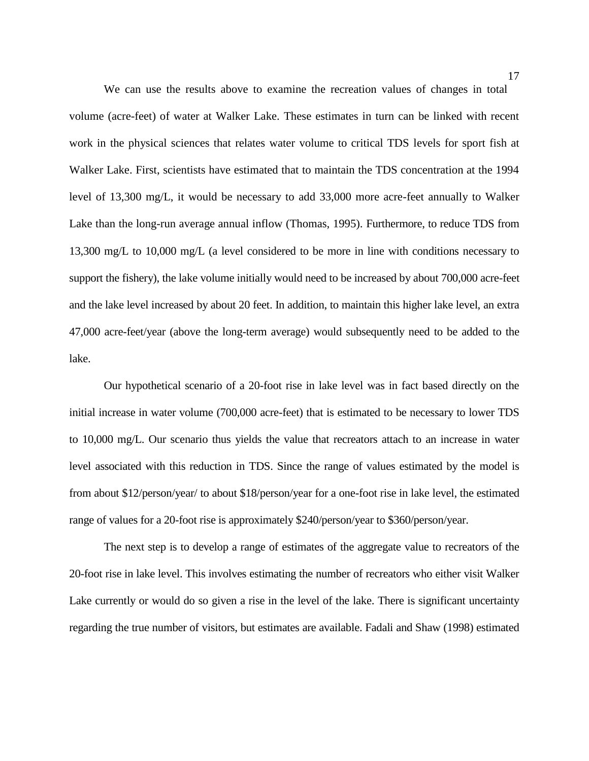We can use the results above to examine the recreation values of changes in total volume (acre-feet) of water at Walker Lake. These estimates in turn can be linked with recent work in the physical sciences that relates water volume to critical TDS levels for sport fish at Walker Lake. First, scientists have estimated that to maintain the TDS concentration at the 1994 level of 13,300 mg/L, it would be necessary to add 33,000 more acre-feet annually to Walker Lake than the long-run average annual inflow (Thomas, 1995). Furthermore, to reduce TDS from 13,300 mg/L to 10,000 mg/L (a level considered to be more in line with conditions necessary to support the fishery), the lake volume initially would need to be increased by about 700,000 acre-feet and the lake level increased by about 20 feet. In addition, to maintain this higher lake level, an extra 47,000 acre-feet/year (above the long-term average) would subsequently need to be added to the lake.

Our hypothetical scenario of a 20-foot rise in lake level was in fact based directly on the initial increase in water volume (700,000 acre-feet) that is estimated to be necessary to lower TDS to 10,000 mg/L. Our scenario thus yields the value that recreators attach to an increase in water level associated with this reduction in TDS. Since the range of values estimated by the model is from about $12/person/year/ to about $18/person/year for a one-foot rise in lake level, the estimated range of values for a 20-foot rise is approximately $240/person/year to $360/person/year.

The next step is to develop a range of estimates of the aggregate value to recreators of the 20-foot rise in lake level. This involves estimating the number of recreators who either visit Walker Lake currently or would do so given a rise in the level of the lake. There is significant uncertainty regarding the true number of visitors, but estimates are available. Fadali and Shaw (1998) estimated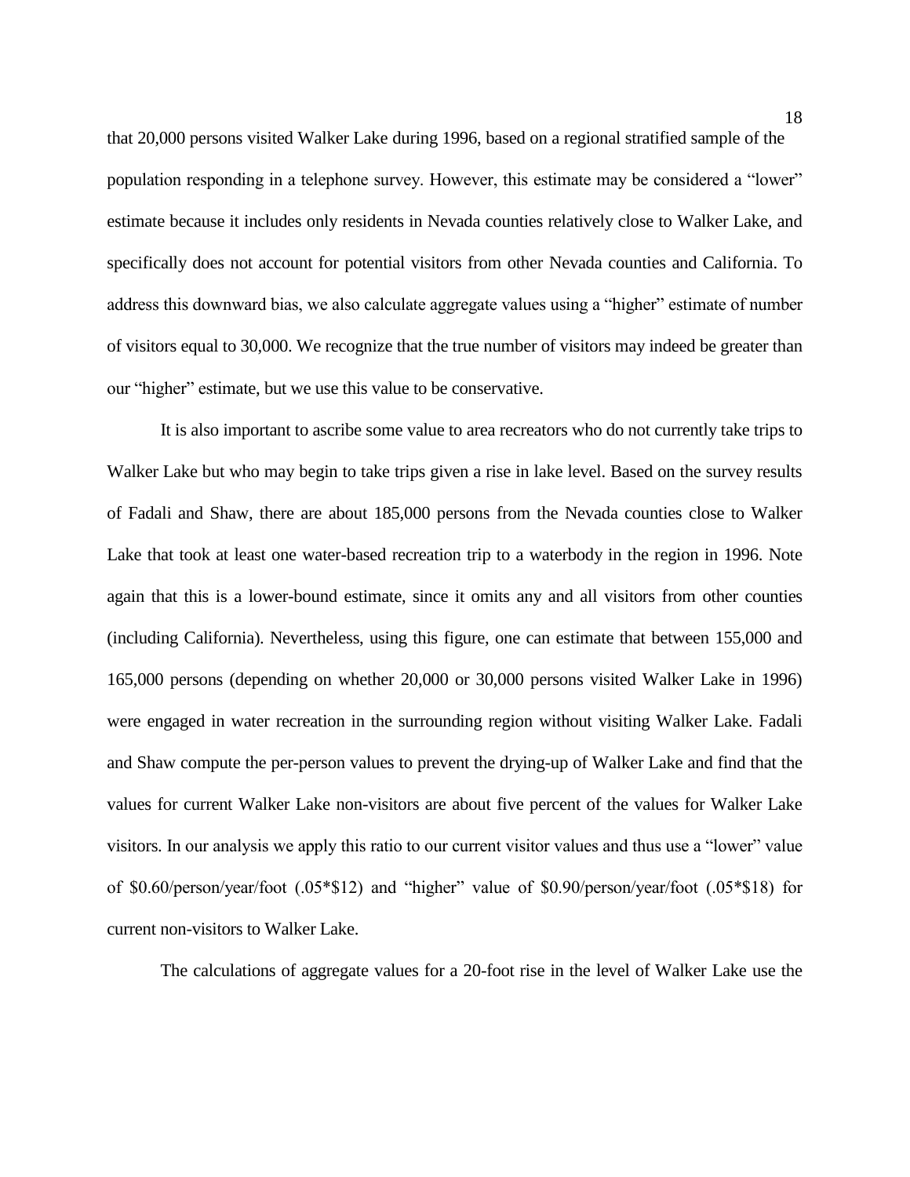that 20,000 persons visited Walker Lake during 1996, based on a regional stratified sample of the population responding in a telephone survey. However, this estimate may be considered a "lower" estimate because it includes only residents in Nevada counties relatively close to Walker Lake, and specifically does not account for potential visitors from other Nevada counties and California. To address this downward bias, we also calculate aggregate values using a "higher" estimate of number of visitors equal to 30,000. We recognize that the true number of visitors may indeed be greater than our "higher" estimate, but we use this value to be conservative.

It is also important to ascribe some value to area recreators who do not currently take trips to Walker Lake but who may begin to take trips given a rise in lake level. Based on the survey results of Fadali and Shaw, there are about 185,000 persons from the Nevada counties close to Walker Lake that took at least one water-based recreation trip to a waterbody in the region in 1996. Note again that this is a lower-bound estimate, since it omits any and all visitors from other counties (including California). Nevertheless, using this figure, one can estimate that between 155,000 and 165,000 persons (depending on whether 20,000 or 30,000 persons visited Walker Lake in 1996) were engaged in water recreation in the surrounding region without visiting Walker Lake. Fadali and Shaw compute the per-person values to prevent the drying-up of Walker Lake and find that the values for current Walker Lake non-visitors are about five percent of the values for Walker Lake visitors. In our analysis we apply this ratio to our current visitor values and thus use a "lower" value of $0.60/person/year/foot (.05*$12) and "higher" value of $0.90/person/year/foot (.05*$18) for current non-visitors to Walker Lake.

The calculations of aggregate values for a 20-foot rise in the level of Walker Lake use the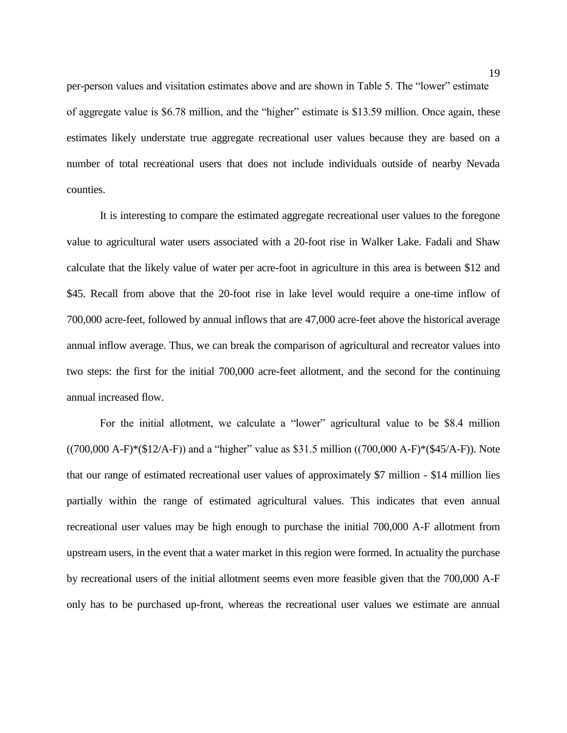per-person values and visitation estimates above and are shown in Table 5. The "lower" estimate of aggregate value is $6.78 million, and the "higher" estimate is $13.59 million. Once again, these estimates likely understate true aggregate recreational user values because they are based on a number of total recreational users that does not include individuals outside of nearby Nevada counties.

It is interesting to compare the estimated aggregate recreational user values to the foregone value to agricultural water users associated with a 20-foot rise in Walker Lake. Fadali and Shaw calculate that the likely value of water per acre-foot in agriculture in this area is between $12 and $45. Recall from above that the 20-foot rise in lake level would require a one-time inflow of 700,000 acre-feet, followed by annual inflows that are 47,000 acre-feet above the historical average annual inflow average. Thus, we can break the comparison of agricultural and recreator values into two steps: the first for the initial 700,000 acre-feet allotment, and the second for the continuing annual increased flow.

For the initial allotment, we calculate a "lower" agricultural value to be $8.4 million ((700,000 A-F)*($12/A-F)) and a "higher" value as $31.5 million ((700,000 A-F)*($45/A-F)). Note that our range of estimated recreational user values of approximately $7 million - $14 million lies partially within the range of estimated agricultural values. This indicates that even annual recreational user values may be high enough to purchase the initial 700,000 A-F allotment from upstream users, in the event that a water market in this region were formed. In actuality the purchase by recreational users of the initial allotment seems even more feasible given that the 700,000 A-F only has to be purchased up-front, whereas the recreational user values we estimate are annual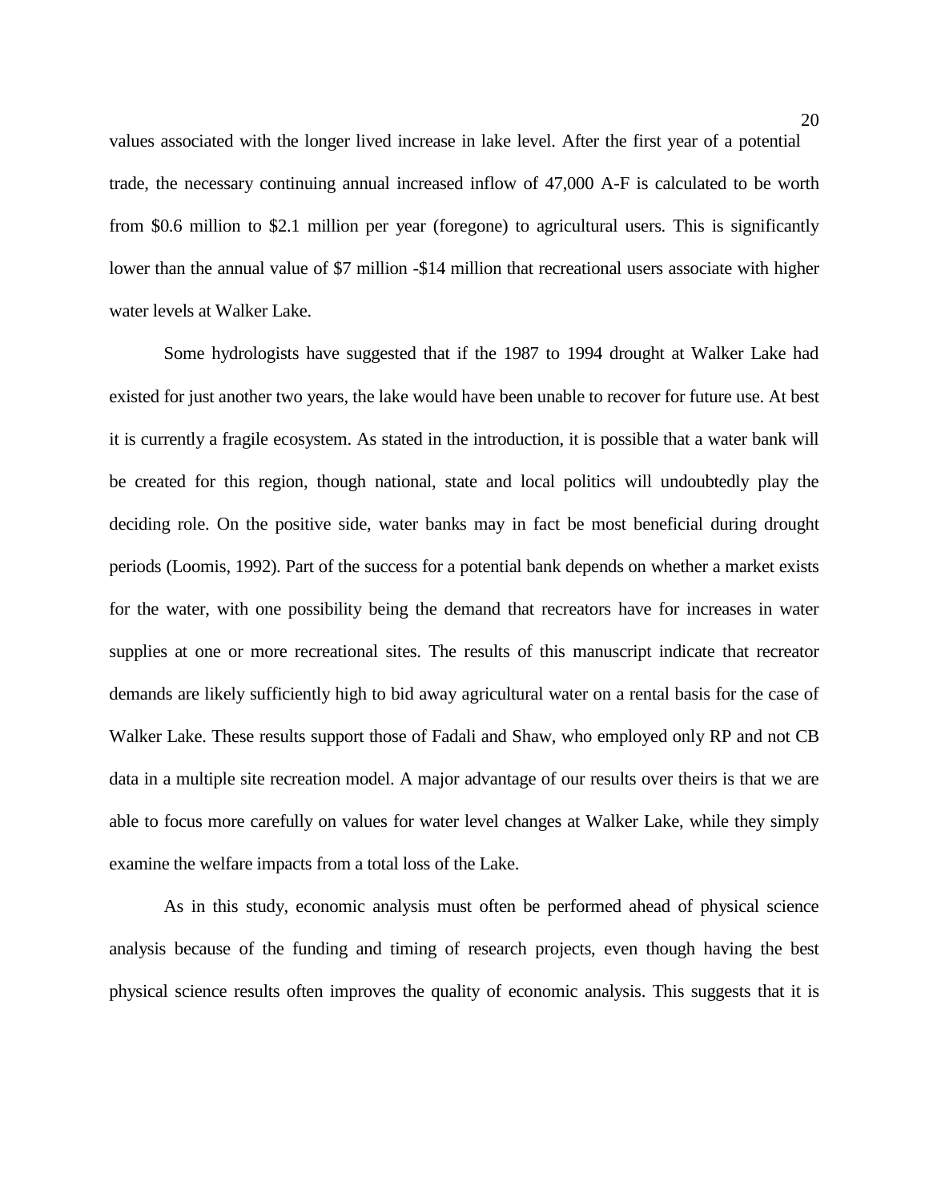values associated with the longer lived increase in lake level. After the first year of a potential trade, the necessary continuing annual increased inflow of 47,000 A-F is calculated to be worth from $0.6 million to $2.1 million per year (foregone) to agricultural users. This is significantly lower than the annual value of $7 million -$14 million that recreational users associate with higher water levels at Walker Lake.

Some hydrologists have suggested that if the 1987 to 1994 drought at Walker Lake had existed for just another two years, the lake would have been unable to recover for future use. At best it is currently a fragile ecosystem. As stated in the introduction, it is possible that a water bank will be created for this region, though national, state and local politics will undoubtedly play the deciding role. On the positive side, water banks may in fact be most beneficial during drought periods (Loomis, 1992). Part of the success for a potential bank depends on whether a market exists for the water, with one possibility being the demand that recreators have for increases in water supplies at one or more recreational sites. The results of this manuscript indicate that recreator demands are likely sufficiently high to bid away agricultural water on a rental basis for the case of Walker Lake. These results support those of Fadali and Shaw, who employed only RP and not CB data in a multiple site recreation model. A major advantage of our results over theirs is that we are able to focus more carefully on values for water level changes at Walker Lake, while they simply examine the welfare impacts from a total loss of the Lake.

As in this study, economic analysis must often be performed ahead of physical science analysis because of the funding and timing of research projects, even though having the best physical science results often improves the quality of economic analysis. This suggests that it is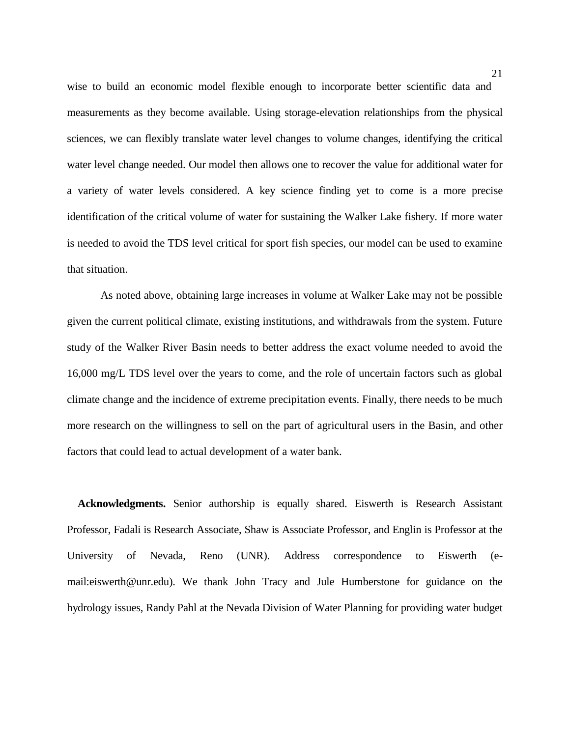wise to build an economic model flexible enough to incorporate better scientific data and measurements as they become available. Using storage-elevation relationships from the physical sciences, we can flexibly translate water level changes to volume changes, identifying the critical water level change needed. Our model then allows one to recover the value for additional water for a variety of water levels considered. A key science finding yet to come is a more precise identification of the critical volume of water for sustaining the Walker Lake fishery. If more water is needed to avoid the TDS level critical for sport fish species, our model can be used to examine that situation.

As noted above, obtaining large increases in volume at Walker Lake may not be possible given the current political climate, existing institutions, and withdrawals from the system. Future study of the Walker River Basin needs to better address the exact volume needed to avoid the 16,000 mg/L TDS level over the years to come, and the role of uncertain factors such as global climate change and the incidence of extreme precipitation events. Finally, there needs to be much more research on the willingness to sell on the part of agricultural users in the Basin, and other factors that could lead to actual development of a water bank.

**Acknowledgments.** Senior authorship is equally shared. Eiswerth is Research Assistant Professor, Fadali is Research Associate, Shaw is Associate Professor, and Englin is Professor at the University of Nevada, Reno (UNR). Address correspondence to Eiswerth (e-mail:eiswerth@unr.edu). We thank John Tracy and Jule Humberstone for guidance on the hydrology issues, Randy Pahl at the Nevada Division of Water Planning for providing water budget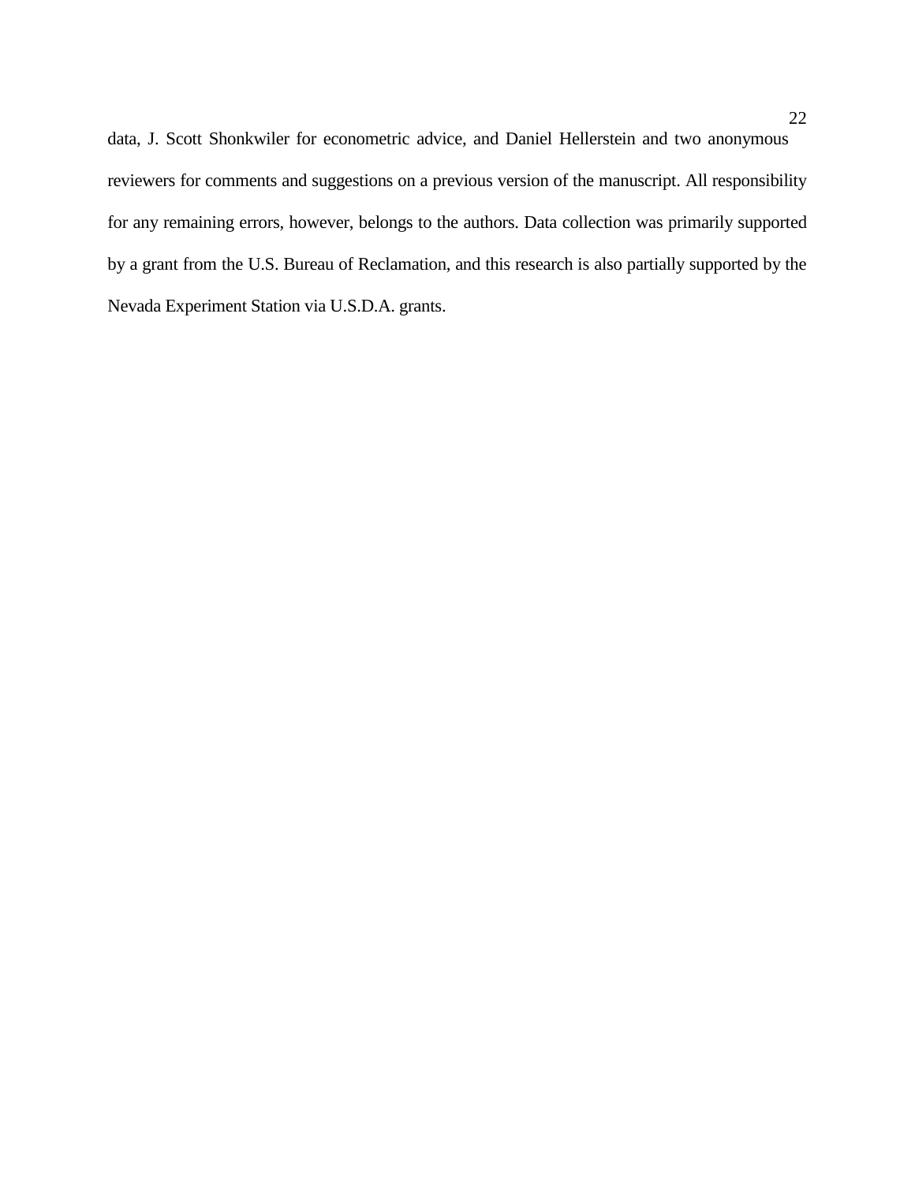data, J. Scott Shonkwiler for econometric advice, and Daniel Hellerstein and two anonymous reviewers for comments and suggestions on a previous version of the manuscript. All responsibility for any remaining errors, however, belongs to the authors. Data collection was primarily supported by a grant from the U.S. Bureau of Reclamation, and this research is also partially supported by the Nevada Experiment Station via U.S.D.A. grants.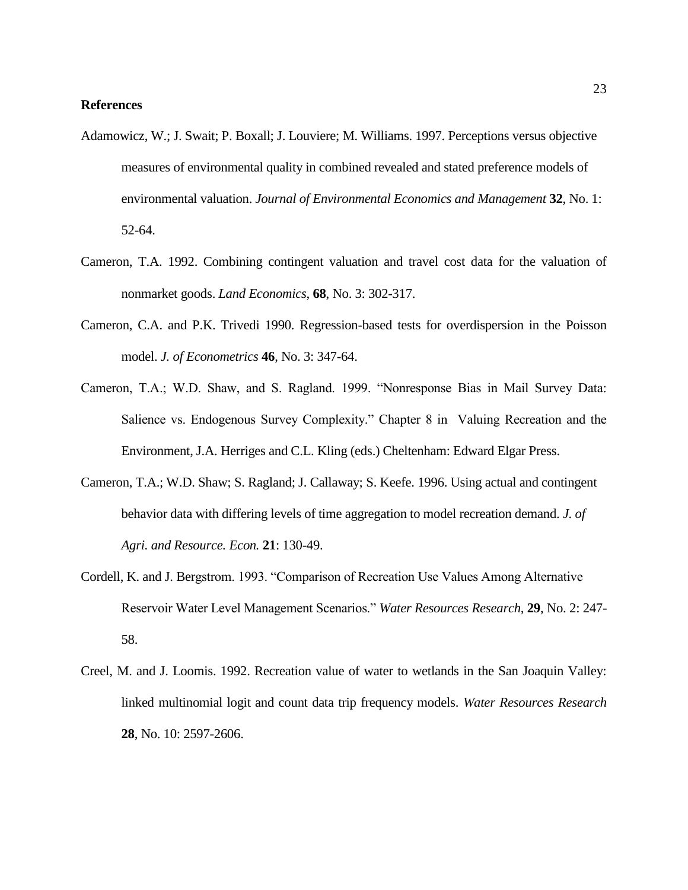**References**

Adamowicz, W.; J. Swait; P. Boxall; J. Louviere; M. Williams. 1997. Perceptions versus objective measures of environmental quality in combined revealed and stated preference models of environmental valuation. *Journal of Environmental Economics and Management* **32**, No. 1: 52-64.

Cameron, T.A. 1992. Combining contingent valuation and travel cost data for the valuation of nonmarket goods. *Land Economics*, **68**, No. 3: 302-317.

Cameron, C.A. and P.K. Trivedi 1990. Regression-based tests for overdispersion in the Poisson model. *J. of Econometrics* **46**, No. 3: 347-64.

Cameron, T.A.; W.D. Shaw, and S. Ragland. 1999. "Nonresponse Bias in Mail Survey Data: Salience vs. Endogenous Survey Complexity." Chapter 8 in Valuing Recreation and the Environment, J.A. Herriges and C.L. Kling (eds.) Cheltenham: Edward Elgar Press.

Cameron, T.A.; W.D. Shaw; S. Ragland; J. Callaway; S. Keefe. 1996. Using actual and contingent behavior data with differing levels of time aggregation to model recreation demand. *J. of Agri. and Resource. Econ.* **21**: 130-49.

Cordell, K. and J. Bergstrom. 1993. "Comparison of Recreation Use Values Among Alternative Reservoir Water Level Management Scenarios." *Water Resources Research*, **29**, No. 2: 247-58.

Creel, M. and J. Loomis. 1992. Recreation value of water to wetlands in the San Joaquin Valley: linked multinomial logit and count data trip frequency models. *Water Resources Research* **28**, No. 10: 2597-2606.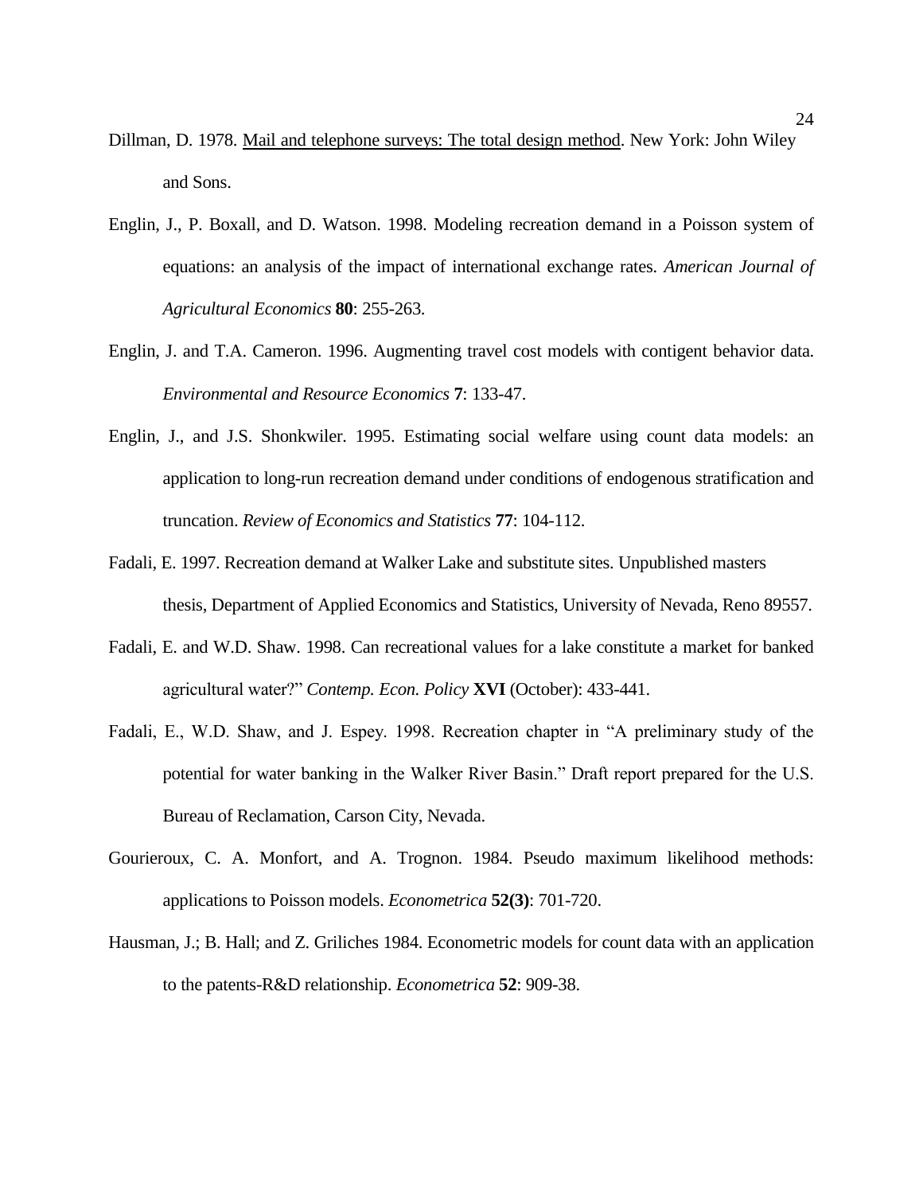Dillman, D. 1978. <u>Mail and telephone surveys: The total design method</u>. New York: John Wiley and Sons.

Englin, J., P. Boxall, and D. Watson. 1998. Modeling recreation demand in a Poisson system of equations: an analysis of the impact of international exchange rates. *American Journal of Agricultural Economics* **80**: 255-263.

Englin, J. and T.A. Cameron. 1996. Augmenting travel cost models with contigent behavior data. *Environmental and Resource Economics* **7**: 133-47.

Englin, J., and J.S. Shonkwiler. 1995. Estimating social welfare using count data models: an application to long-run recreation demand under conditions of endogenous stratification and truncation. *Review of Economics and Statistics* **77**: 104-112.

Fadali, E. 1997. Recreation demand at Walker Lake and substitute sites. Unpublished masters thesis, Department of Applied Economics and Statistics, University of Nevada, Reno 89557.

Fadali, E. and W.D. Shaw. 1998. Can recreational values for a lake constitute a market for banked agricultural water?" *Contemp. Econ. Policy* **XVI** (October): 433-441.

Fadali, E., W.D. Shaw, and J. Espey. 1998. Recreation chapter in "A preliminary study of the potential for water banking in the Walker River Basin." Draft report prepared for the U.S. Bureau of Reclamation, Carson City, Nevada.

Gourieroux, C. A. Monfort, and A. Trognon. 1984. Pseudo maximum likelihood methods: applications to Poisson models. *Econometrica* **52(3)**: 701-720.

Hausman, J.; B. Hall; and Z. Griliches 1984. Econometric models for count data with an application to the patents-R&D relationship. *Econometrica* **52**: 909-38.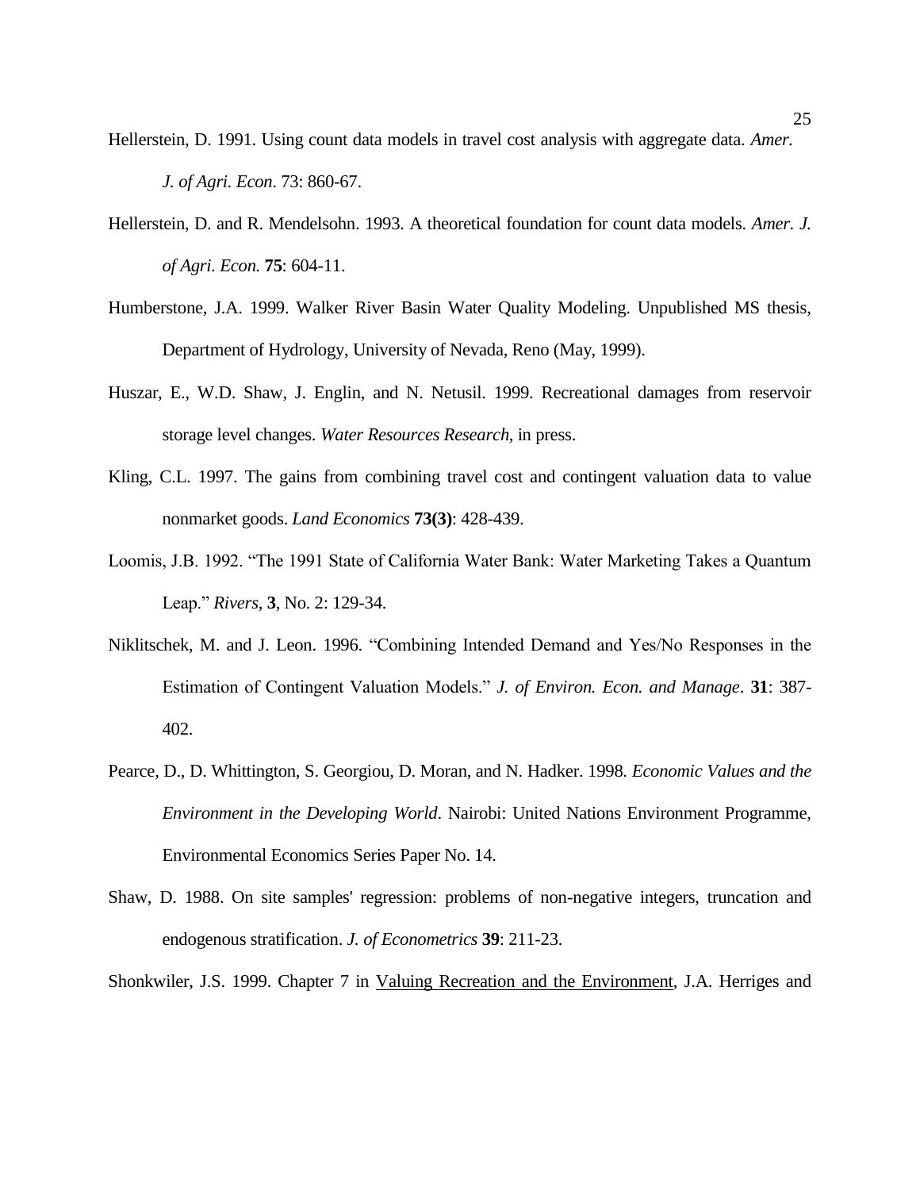Hellerstein, D. 1991. Using count data models in travel cost analysis with aggregate data. *Amer. J. of Agri. Econ*. 73: 860-67.

Hellerstein, D. and R. Mendelsohn. 1993. A theoretical foundation for count data models. *Amer. J. of Agri. Econ.* **75**: 604-11.

Humberstone, J.A. 1999. Walker River Basin Water Quality Modeling. Unpublished MS thesis, Department of Hydrology, University of Nevada, Reno (May, 1999).

Huszar, E., W.D. Shaw, J. Englin, and N. Netusil. 1999. Recreational damages from reservoir storage level changes. *Water Resources Research,* in press.

Kling, C.L. 1997. The gains from combining travel cost and contingent valuation data to value nonmarket goods. *Land Economics* **73(3)**: 428-439.

Loomis, J.B. 1992. "The 1991 State of California Water Bank: Water Marketing Takes a Quantum Leap." *Rivers*, **3**, No. 2: 129-34.

Niklitschek, M. and J. Leon. 1996. "Combining Intended Demand and Yes/No Responses in the Estimation of Contingent Valuation Models." *J. of Environ. Econ. and Manage*. **31**: 387-402.

Pearce, D., D. Whittington, S. Georgiou, D. Moran, and N. Hadker. 1998. *Economic Values and the Environment in the Developing World*. Nairobi: United Nations Environment Programme, Environmental Economics Series Paper No. 14.

Shaw, D. 1988. On site samples' regression: problems of non-negative integers, truncation and endogenous stratification. *J. of Econometrics* **39**: 211-23.

Shonkwiler, J.S. 1999. Chapter 7 in Valuing Recreation and the Environment, J.A. Herriges and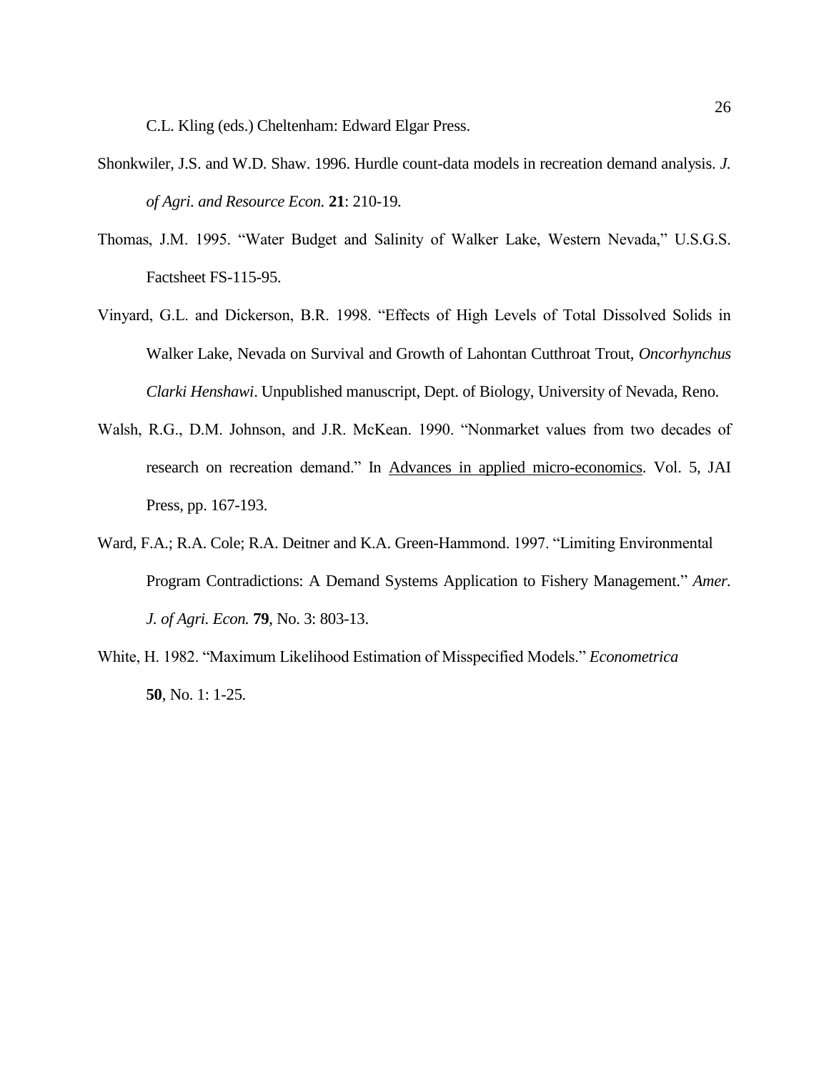C.L. Kling (eds.) Cheltenham: Edward Elgar Press.

Shonkwiler, J.S. and W.D. Shaw. 1996. Hurdle count-data models in recreation demand analysis. *J. of Agri. and Resource Econ.* **21**: 210-19.

Thomas, J.M. 1995. "Water Budget and Salinity of Walker Lake, Western Nevada," U.S.G.S. Factsheet FS-115-95.

Vinyard, G.L. and Dickerson, B.R. 1998. "Effects of High Levels of Total Dissolved Solids in Walker Lake, Nevada on Survival and Growth of Lahontan Cutthroat Trout, *Oncorhynchus Clarki Henshawi*. Unpublished manuscript, Dept. of Biology, University of Nevada, Reno.

Walsh, R.G., D.M. Johnson, and J.R. McKean. 1990. "Nonmarket values from two decades of research on recreation demand." In Advances in applied micro-economics. Vol. 5, JAI Press, pp. 167-193.

Ward, F.A.; R.A. Cole; R.A. Deitner and K.A. Green-Hammond. 1997. "Limiting Environmental Program Contradictions: A Demand Systems Application to Fishery Management." *Amer. J. of Agri. Econ.* **79**, No. 3: 803-13.

White, H. 1982. "Maximum Likelihood Estimation of Misspecified Models." *Econometrica* **50**, No. 1: 1-25.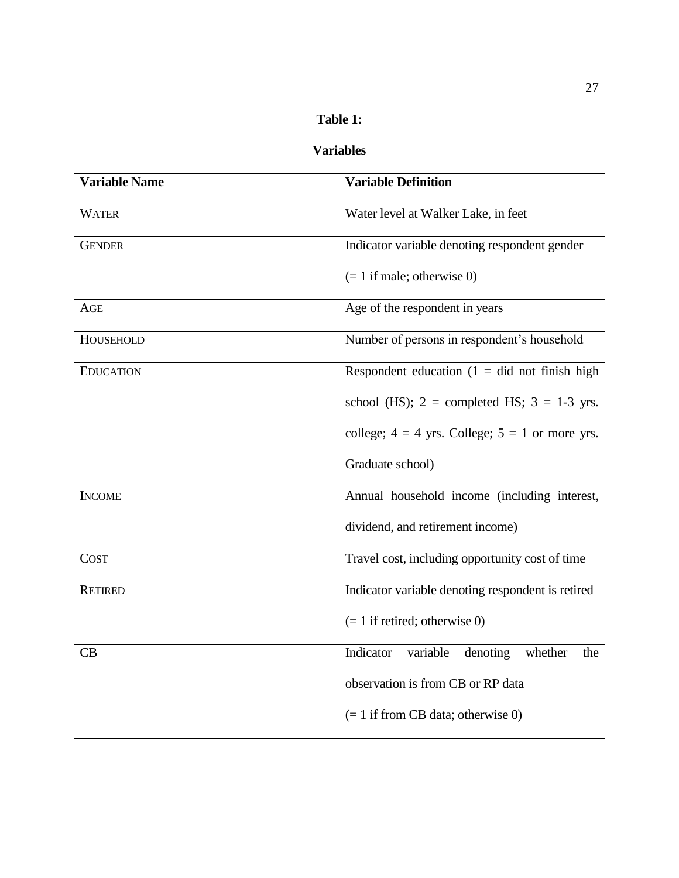**Table 1:**

**Variables**

| **Variable Name** | **Variable Definition** |
|---|---|
| WATER | Water level at Walker Lake, in feet |
| GENDER | Indicator variable denoting respondent gender (= 1 if male; otherwise 0) |
| AGE | Age of the respondent in years |
| HOUSEHOLD | Number of persons in respondent's household |
| EDUCATION | Respondent education (1 = did not finish high school (HS); 2 = completed HS; 3 = 1-3 yrs. college; 4 = 4 yrs. College; 5 = 1 or more yrs. Graduate school) |
| INCOME | Annual household income (including interest, dividend, and retirement income) |
| COST | Travel cost, including opportunity cost of time |
| RETIRED | Indicator variable denoting respondent is retired (= 1 if retired; otherwise 0) |
| CB | Indicator variable denoting whether the observation is from CB or RP data (= 1 if from CB data; otherwise 0) |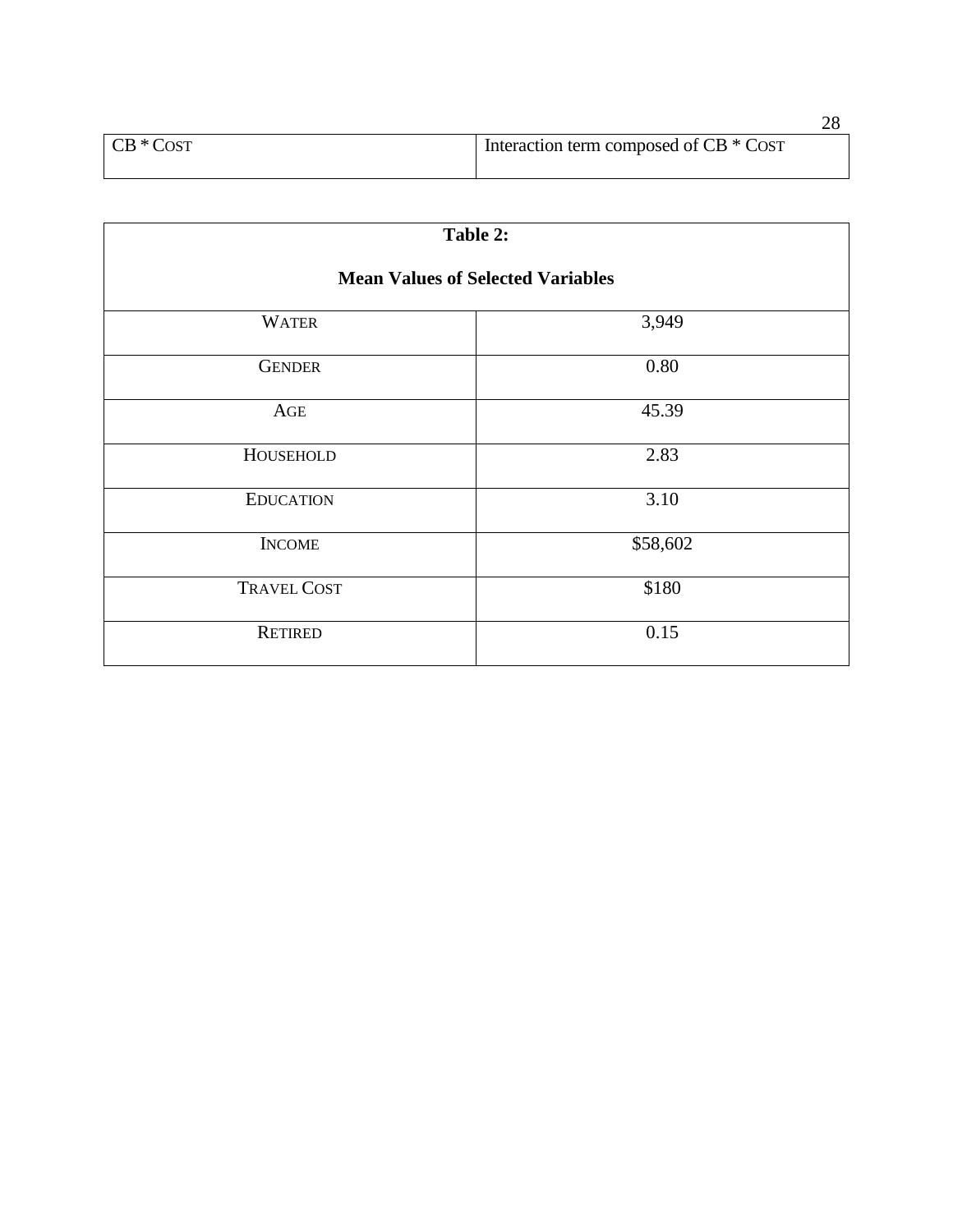| CB * COST | Interaction term composed of CB * COST |
|---|---|

| **Table 2:** **Mean Values of Selected Variables** | |
|---|---|
| WATER | 3,949 |
| GENDER | 0.80 |
| AGE | 45.39 |
| HOUSEHOLD | 2.83 |
| EDUCATION | 3.10 |
| INCOME | $58,602 |
| TRAVEL COST | $180 |
| RETIRED | 0.15 |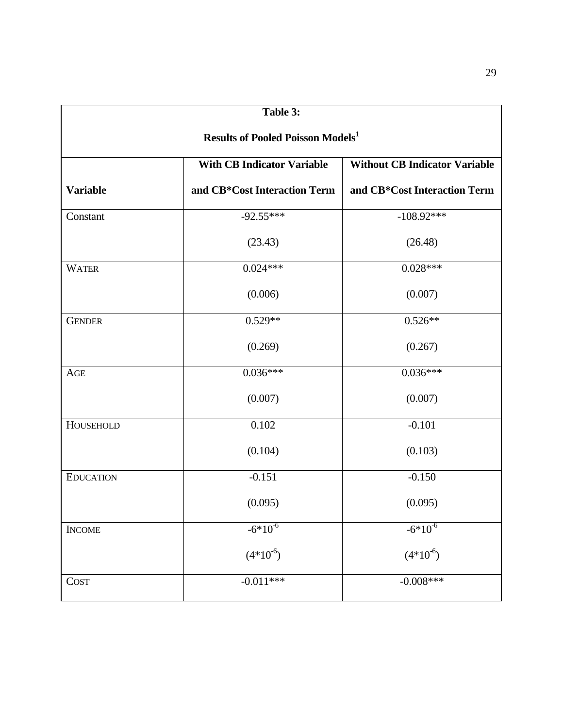**Table 3:**

**Results of Pooled Poisson Models[1]**

| Variable | With CB Indicator Variable and CB*Cost Interaction Term | Without CB Indicator Variable and CB*Cost Interaction Term |
|---|---|---|
| Constant | -92.55*** | -108.92*** |
| | (23.43) | (26.48) |
| WATER | 0.024*** | 0.028*** |
| | (0.006) | (0.007) |
| GENDER | 0.529** | 0.526** |
| | (0.269) | (0.267) |
| AGE | 0.036*** | 0.036*** |
| | (0.007) | (0.007) |
| HOUSEHOLD | 0.102 | -0.101 |
| | (0.104) | (0.103) |
| EDUCATION | -0.151 | -0.150 |
| | (0.095) | (0.095) |
| INCOME | $-6*10^{-6}$ | $-6*10^{-6}$ |
| | $(4*10^{-6})$ | $(4*10^{-6})$ |
| COST | -0.011*** | -0.008*** |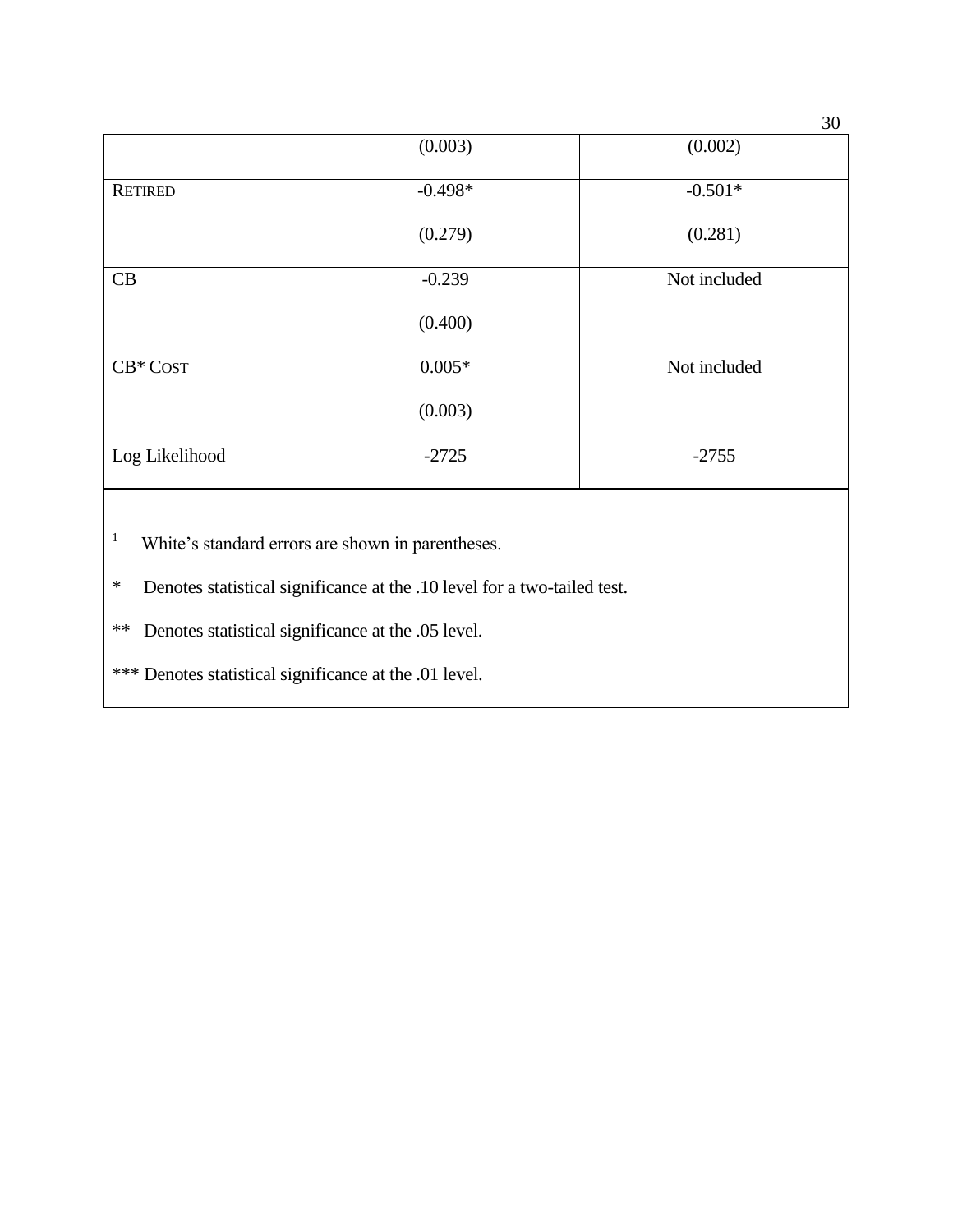| | | |
|---|---|---|
| | (0.003) | (0.002) |
| RETIRED | -0.498* | -0.501* |
| | (0.279) | (0.281) |
| CB | -0.239 | Not included |
| | (0.400) | |
| CB* COST | 0.005* | Not included |
| | (0.003) | |
| Log Likelihood | -2725 | -2755 |

[1] White's standard errors are shown in parentheses.

\* Denotes statistical significance at the .10 level for a two-tailed test.

\*\* Denotes statistical significance at the .05 level.

\*\*\* Denotes statistical significance at the .01 level.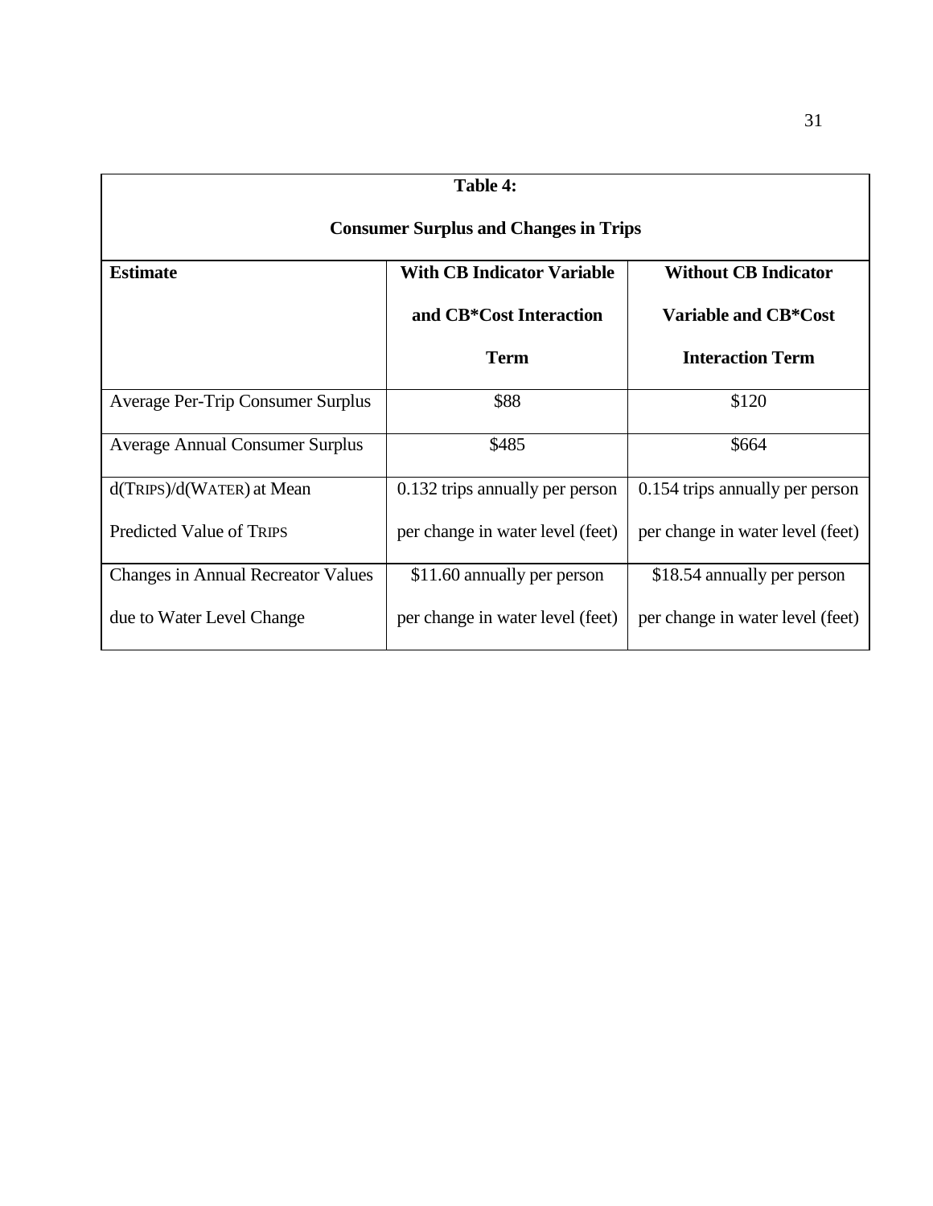**Table 4:**

**Consumer Surplus and Changes in Trips**

| Estimate | With CB Indicator Variable and CB*Cost Interaction Term | Without CB Indicator Variable and CB*Cost Interaction Term |
|---|---|---|
| Average Per-Trip Consumer Surplus | $88 | $120 |
| Average Annual Consumer Surplus | $485 | $664 |
| d(TRIPS)/d(WATER) at Mean Predicted Value of TRIPS | 0.132 trips annually per person per change in water level (feet) | 0.154 trips annually per person per change in water level (feet) |
| Changes in Annual Recreator Values due to Water Level Change | $11.60 annually per person per change in water level (feet) | $18.54 annually per person per change in water level (feet) |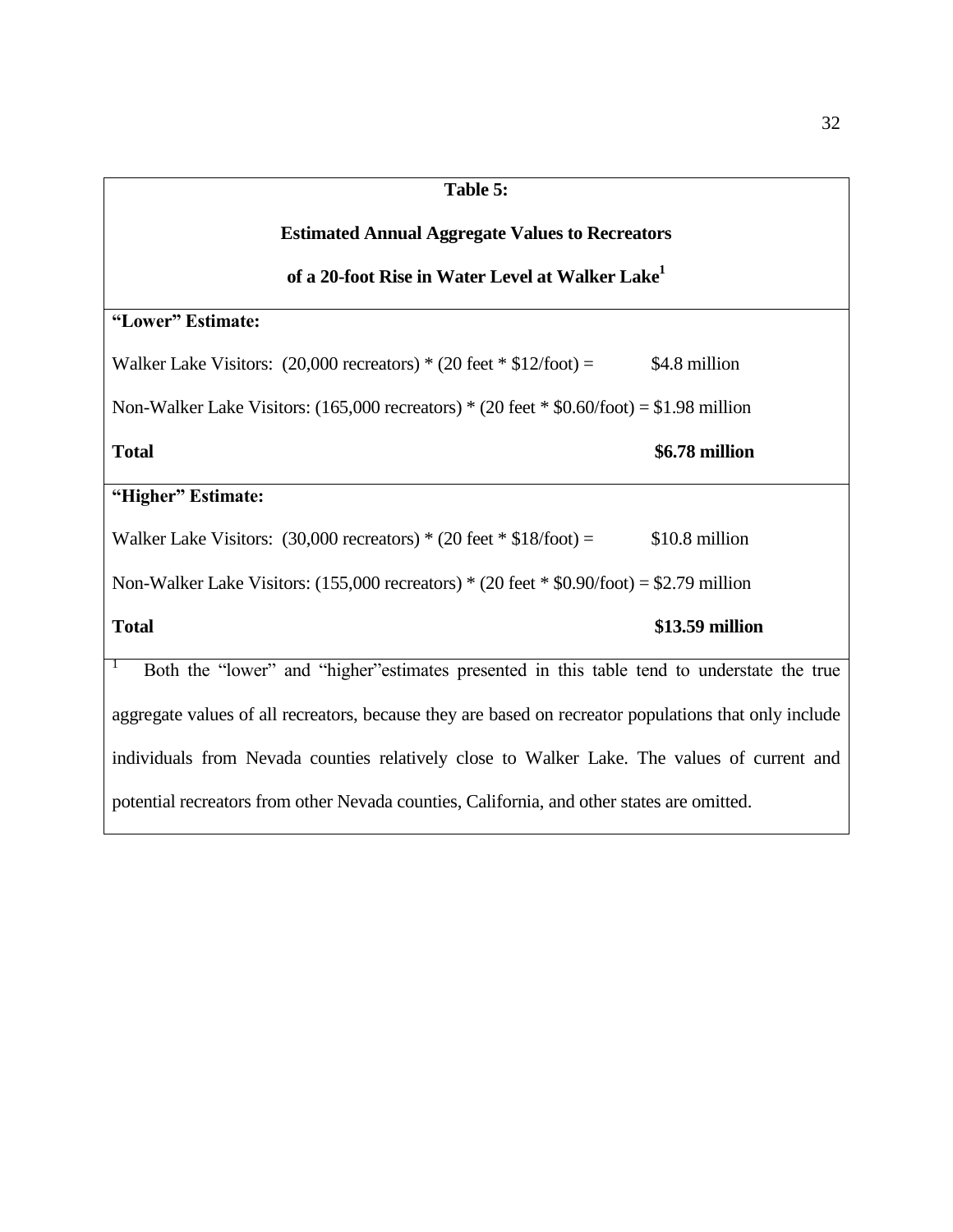**Table 5:**

**Estimated Annual Aggregate Values to Recreators**

**of a 20-foot Rise in Water Level at Walker Lake[1]**

**"Lower" Estimate:**

Walker Lake Visitors: (20,000 recreators) * (20 feet * $12/foot) = $4.8 million

Non-Walker Lake Visitors: (165,000 recreators) * (20 feet * $0.60/foot) = $1.98 million

**Total** **$6.78 million**

**"Higher" Estimate:**

Walker Lake Visitors: (30,000 recreators) * (20 feet * $18/foot) = $10.8 million

Non-Walker Lake Visitors: (155,000 recreators) * (20 feet * $0.90/foot) = $2.79 million

**Total** **$13.59 million**

[1] Both the "lower" and "higher"estimates presented in this table tend to understate the true aggregate values of all recreators, because they are based on recreator populations that only include individuals from Nevada counties relatively close to Walker Lake. The values of current and potential recreators from other Nevada counties, California, and other states are omitted.